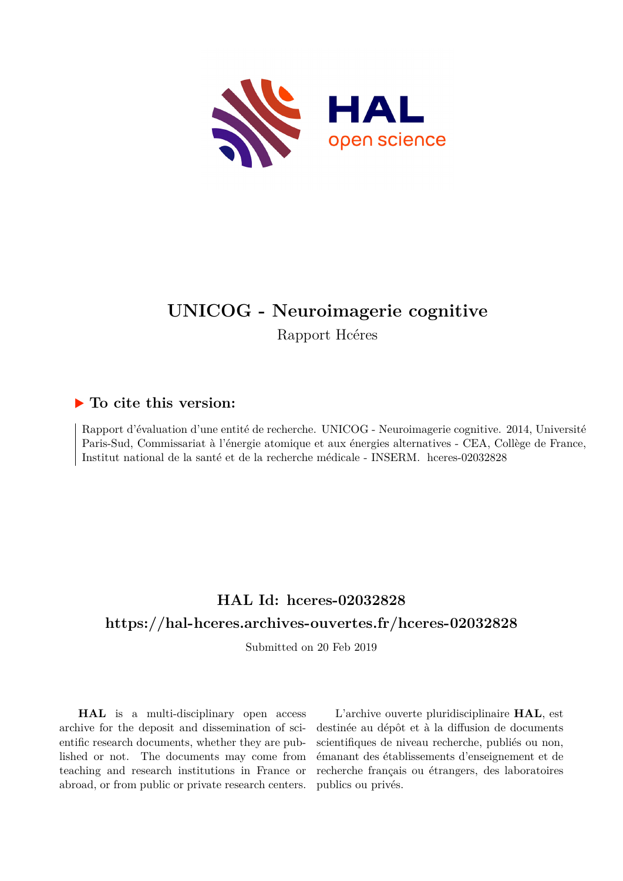# UNICOG - Neuroimagerie cognitive

Rapport Hcéres

## ▶ To cite this version:

Rapport d'évaluation d'une entité de recherche. UNICOG - Neuroimagerie cognitive. 2014, Université Paris-Sud, Commissariat à l'énergie atomique et aux énergies alternatives - CEA, Collège de France, Institut national de la santé et de la recherche médicale - INSERM. hceres-02032828

## HAL Id: hceres-02032828

## https://hal-hceres.archives-ouvertes.fr/hceres-02032828

Submitted on 20 Feb 2019

**HAL** is a multi-disciplinary open access archive for the deposit and dissemination of scientific research documents, whether they are published or not. The documents may come from teaching and research institutions in France or abroad, or from public or private research centers.

L'archive ouverte pluridisciplinaire **HAL**, est destinée au dépôt et à la diffusion de documents scientifiques de niveau recherche, publiés ou non, émanant des établissements d'enseignement et de recherche français ou étrangers, des laboratoires publics ou privés.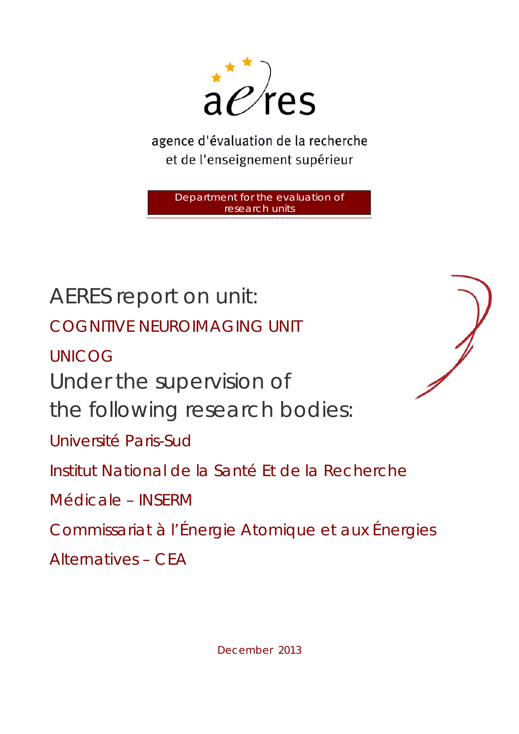agence d'évaluation de la recherche et de l'enseignement supérieur

Department for the evaluation of research units

# AERES report on unit:

## COGNITIVE NEUROIMAGING UNIT

## UNICOG

# Under the supervision of the following research bodies:

Université Paris-Sud

Institut National de la Santé Et de la Recherche Médicale – INSERM

Commissariat à l'Énergie Atomique et aux Énergies Alternatives – CEA

December 2013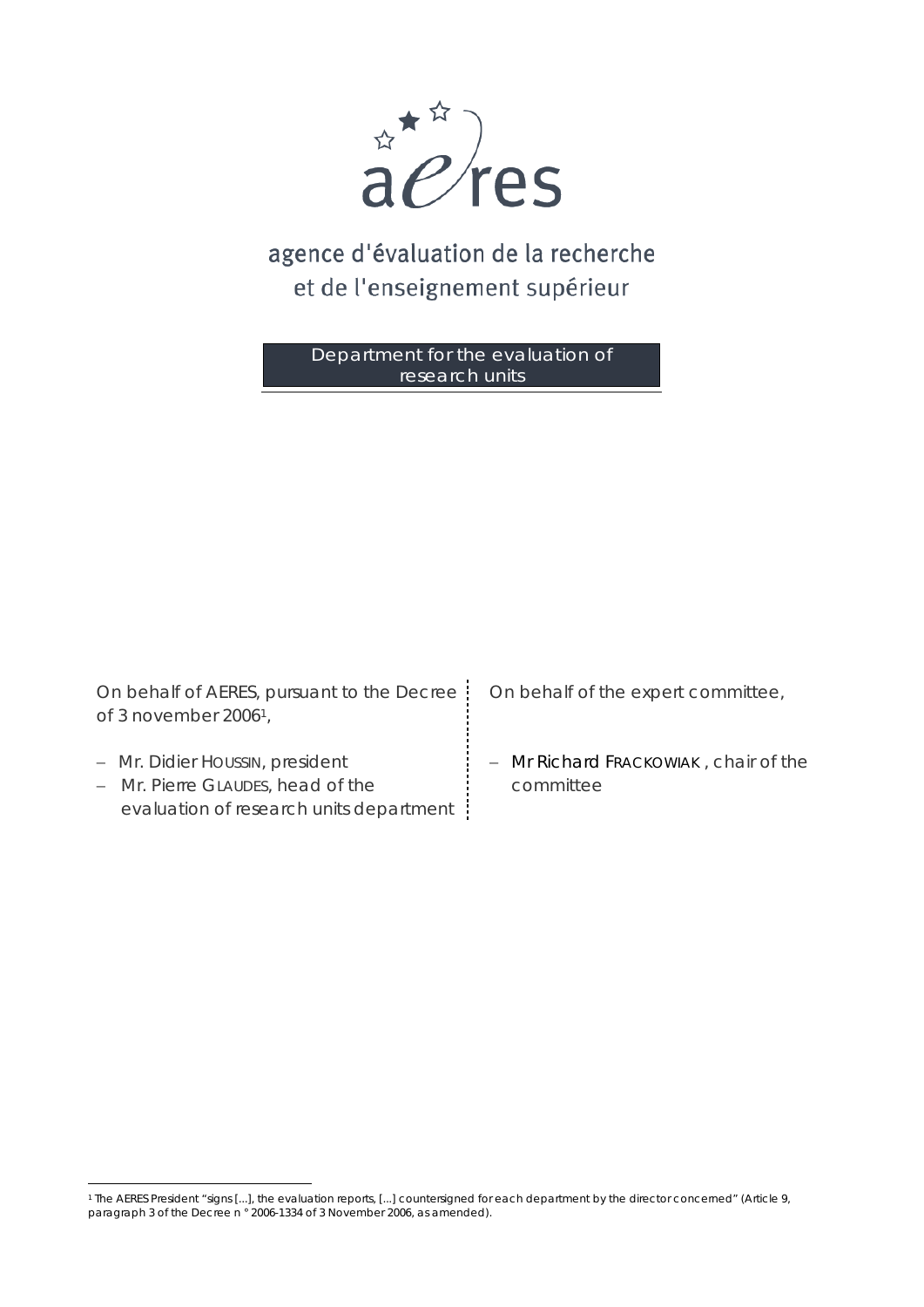agence d'évaluation de la recherche
et de l'enseignement supérieur

Department for the evaluation of research units

On behalf of AERES, pursuant to the Decree of 3 november 2006[1],

- Mr. Didier HOUSSIN, president
- Mr. Pierre GLAUDES, head of the evaluation of research units department

On behalf of the expert committee,

- Mr Richard FRACKOWIAK , chair of the committee

[1] The AERES President "signs [...], the evaluation reports, [...] countersigned for each department by the director concerned" (Article 9, paragraph 3 of the Decree n ° 2006-1334 of 3 November 2006, as amended).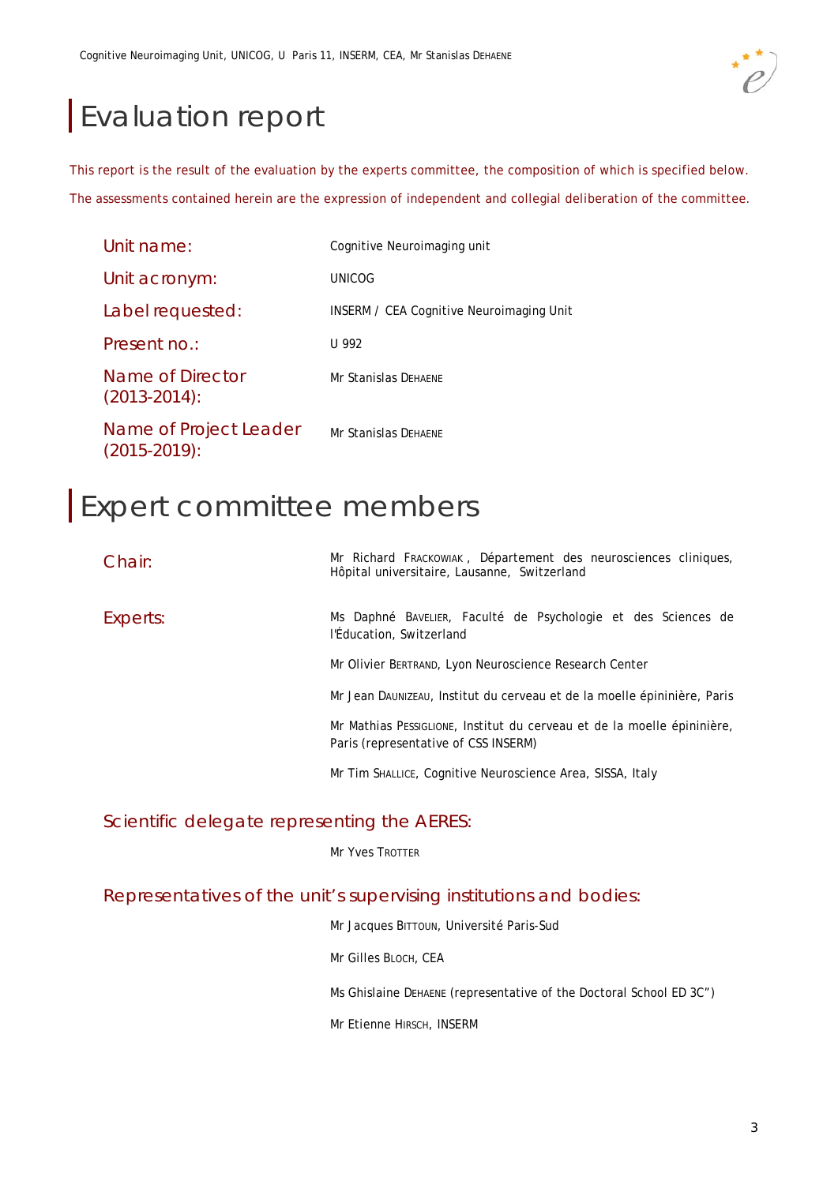# Evaluation report

This report is the result of the evaluation by the experts committee, the composition of which is specified below.

The assessments contained herein are the expression of independent and collegial deliberation of the committee.

| | |
|---|---|
| Unit name: | Cognitive Neuroimaging unit |
| Unit acronym: | UNICOG |
| Label requested: | INSERM / CEA Cognitive Neuroimaging Unit |
| Present no.: | U 992 |
| Name of Director (2013-2014): | Mr Stanislas DEHAENE |
| Name of Project Leader (2015-2019): | Mr Stanislas DEHAENE |

# Expert committee members

| | |
|---|---|
| Chair: | Mr Richard FRACKOWIAK, Département des neurosciences cliniques, Hôpital universitaire, Lausanne, Switzerland |
| Experts: | Ms Daphné BAVELIER, Faculté de Psychologie et des Sciences de l'Éducation, Switzerland |
| | Mr Olivier BERTRAND, Lyon Neuroscience Research Center |
| | Mr Jean DAUNIZEAU, Institut du cerveau et de la moelle épininière, Paris |
| | Mr Mathias PESSIGLIONE, Institut du cerveau et de la moelle épininière, Paris (representative of CSS INSERM) |
| | Mr Tim SHALLICE, Cognitive Neuroscience Area, SISSA, Italy |

## Scientific delegate representing the AERES:

Mr Yves TROTTER

## Representatives of the unit's supervising institutions and bodies:

Mr Jacques BITTOUN, Université Paris-Sud

Mr Gilles BLOCH, CEA

Ms Ghislaine DEHAENE (representative of the Doctoral School ED 3C")

Mr Etienne HIRSCH, INSERM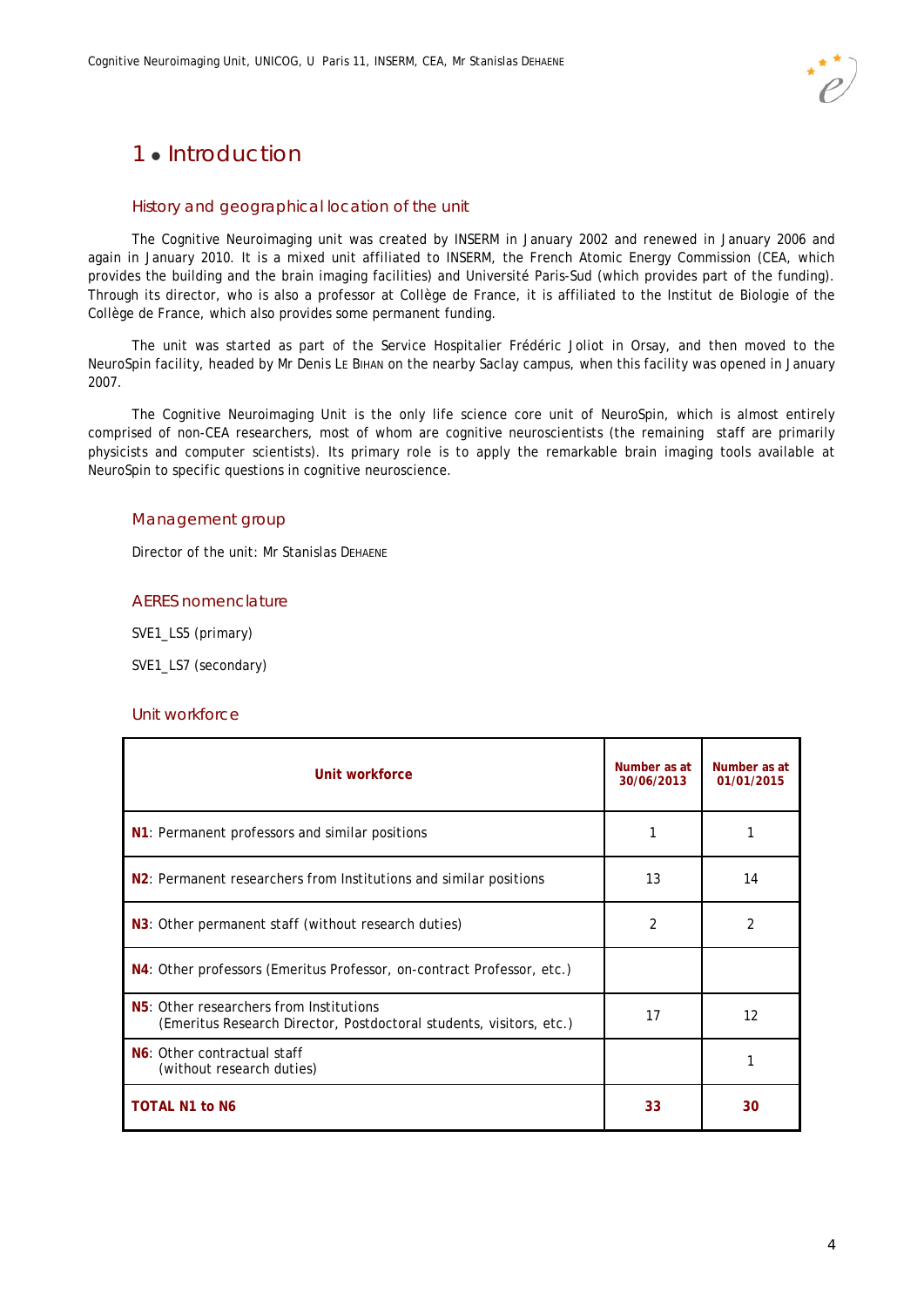# 1 • Introduction

## History and geographical location of the unit

The Cognitive Neuroimaging unit was created by INSERM in January 2002 and renewed in January 2006 and again in January 2010. It is a mixed unit affiliated to INSERM, the French Atomic Energy Commission (CEA, which provides the building and the brain imaging facilities) and Université Paris-Sud (which provides part of the funding). Through its director, who is also a professor at Collège de France, it is affiliated to the Institut de Biologie of the Collège de France, which also provides some permanent funding.

The unit was started as part of the Service Hospitalier Frédéric Joliot in Orsay, and then moved to the NeuroSpin facility, headed by Mr Denis Le Bihan on the nearby Saclay campus, when this facility was opened in January 2007.

The Cognitive Neuroimaging Unit is the only life science core unit of NeuroSpin, which is almost entirely comprised of non-CEA researchers, most of whom are cognitive neuroscientists (the remaining staff are primarily physicists and computer scientists). Its primary role is to apply the remarkable brain imaging tools available at NeuroSpin to specific questions in cognitive neuroscience.

## Management group

Director of the unit: Mr Stanislas Dehaene

## AERES nomenclature

SVE1_LS5 (primary)

SVE1_LS7 (secondary)

## Unit workforce

| Unit workforce | Number as at 30/06/2013 | Number as at 01/01/2015 |
|---|---|---|
| **N1**: Permanent professors and similar positions | 1 | 1 |
| **N2**: Permanent researchers from Institutions and similar positions | 13 | 14 |
| **N3**: Other permanent staff (without research duties) | 2 | 2 |
| **N4**: Other professors (Emeritus Professor, on-contract Professor, etc.) | | |
| **N5**: Other researchers from Institutions (Emeritus Research Director, Postdoctoral students, visitors, etc.) | 17 | 12 |
| **N6**: Other contractual staff (without research duties) | | 1 |
| **TOTAL N1 to N6** | **33** | **30** |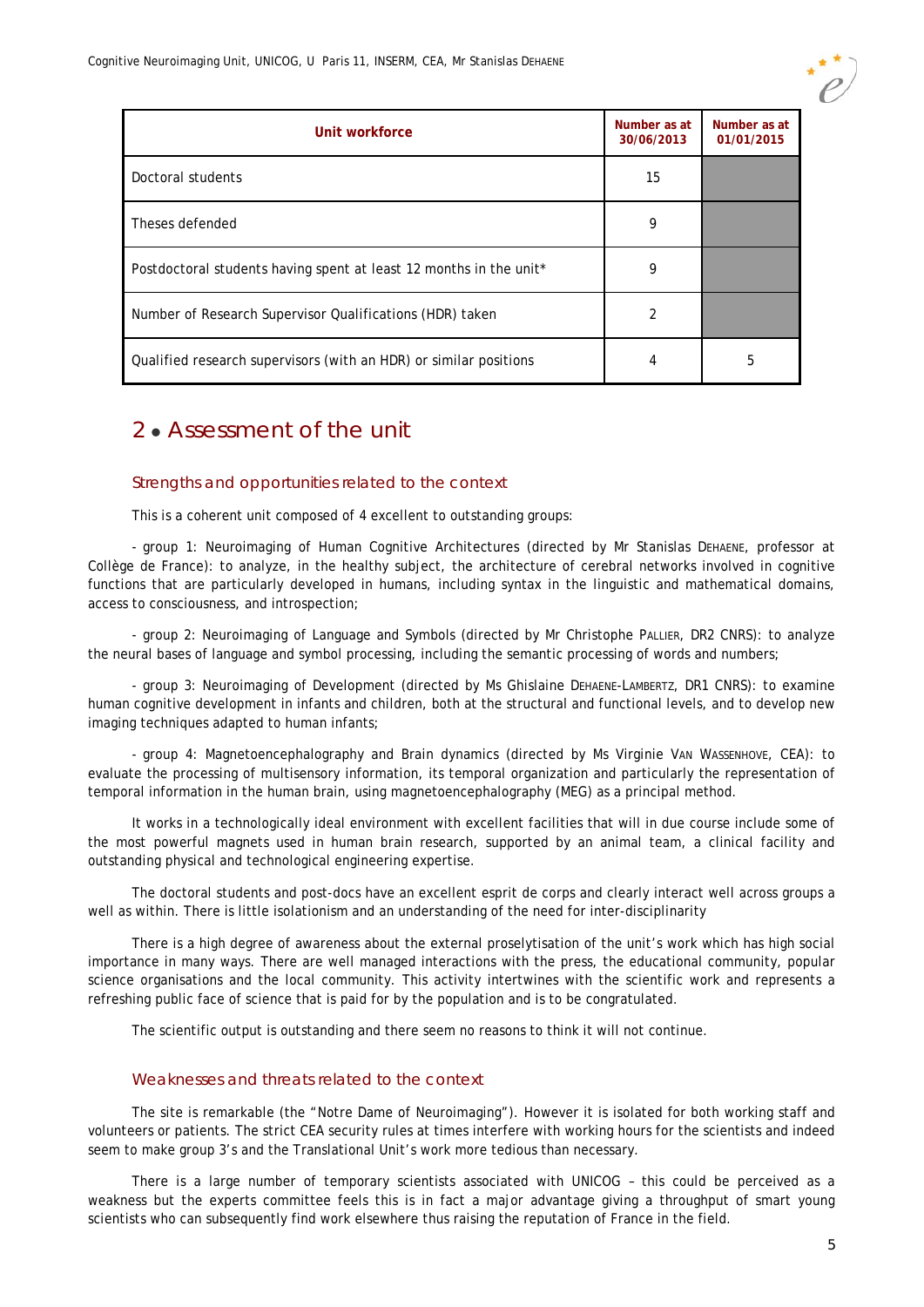| Unit workforce | Number as at 30/06/2013 | Number as at 01/01/2015 |
|---|---|---|
| Doctoral students | 15 | |
| Theses defended | 9 | |
| Postdoctoral students having spent at least 12 months in the unit* | 9 | |
| Number of Research Supervisor Qualifications (HDR) taken | 2 | |
| Qualified research supervisors (with an HDR) or similar positions | 4 | 5 |

# 2 • Assessment of the unit

## Strengths and opportunities related to the context

This is a coherent unit composed of 4 excellent to outstanding groups:

- group 1: Neuroimaging of Human Cognitive Architectures (directed by Mr Stanislas DEHAENE, professor at Collège de France): to analyze, in the healthy subject, the architecture of cerebral networks involved in cognitive functions that are particularly developed in humans, including syntax in the linguistic and mathematical domains, access to consciousness, and introspection;

- group 2: Neuroimaging of Language and Symbols (directed by Mr Christophe PALLIER, DR2 CNRS): to analyze the neural bases of language and symbol processing, including the semantic processing of words and numbers;

- group 3: Neuroimaging of Development (directed by Ms Ghislaine DEHAENE-LAMBERTZ, DR1 CNRS): to examine human cognitive development in infants and children, both at the structural and functional levels, and to develop new imaging techniques adapted to human infants;

- group 4: Magnetoencephalography and Brain dynamics (directed by Ms Virginie VAN WASSENHOVE, CEA): to evaluate the processing of multisensory information, its temporal organization and particularly the representation of temporal information in the human brain, using magnetoencephalography (MEG) as a principal method.

It works in a technologically ideal environment with excellent facilities that will in due course include some of the most powerful magnets used in human brain research, supported by an animal team, a clinical facility and outstanding physical and technological engineering expertise.

The doctoral students and post-docs have an excellent esprit de corps and clearly interact well across groups a well as within. There is little isolationism and an understanding of the need for inter-disciplinarity

There is a high degree of awareness about the external proselytisation of the unit's work which has high social importance in many ways. There are well managed interactions with the press, the educational community, popular science organisations and the local community. This activity intertwines with the scientific work and represents a refreshing public face of science that is paid for by the population and is to be congratulated.

The scientific output is outstanding and there seem no reasons to think it will not continue.

## Weaknesses and threats related to the context

The site is remarkable (the "Notre Dame of Neuroimaging"). However it is isolated for both working staff and volunteers or patients. The strict CEA security rules at times interfere with working hours for the scientists and indeed seem to make group 3's and the Translational Unit's work more tedious than necessary.

There is a large number of temporary scientists associated with UNICOG – this could be perceived as a weakness but the experts committee feels this is in fact a major advantage giving a throughput of smart young scientists who can subsequently find work elsewhere thus raising the reputation of France in the field.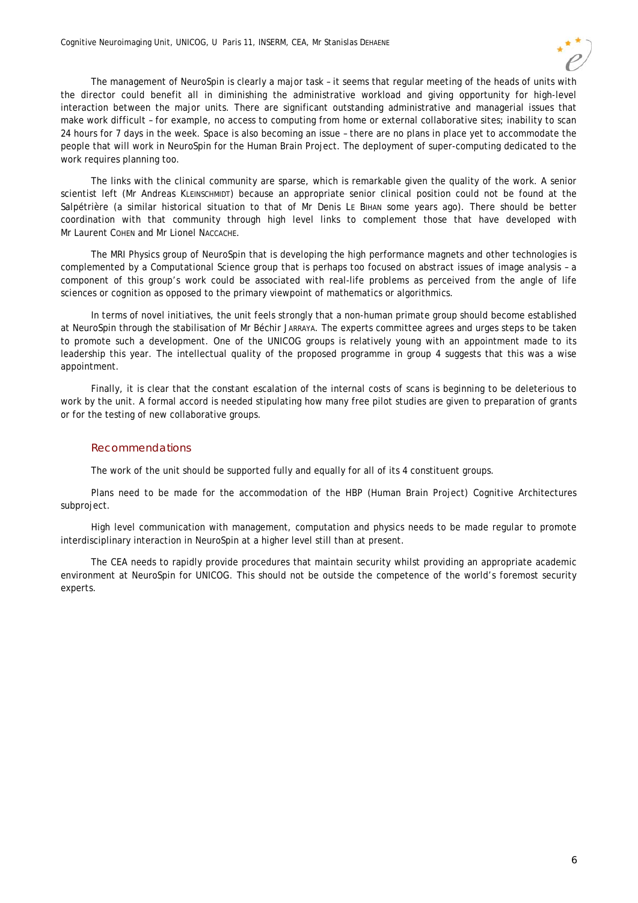The management of NeuroSpin is clearly a major task – it seems that regular meeting of the heads of units with the director could benefit all in diminishing the administrative workload and giving opportunity for high-level interaction between the major units. There are significant outstanding administrative and managerial issues that make work difficult – for example, no access to computing from home or external collaborative sites; inability to scan 24 hours for 7 days in the week. Space is also becoming an issue – there are no plans in place yet to accommodate the people that will work in NeuroSpin for the Human Brain Project. The deployment of super-computing dedicated to the work requires planning too.

The links with the clinical community are sparse, which is remarkable given the quality of the work. A senior scientist left (Mr Andreas KLEINSCHMIDT) because an appropriate senior clinical position could not be found at the Salpétrière (a similar historical situation to that of Mr Denis LE BIHAN some years ago). There should be better coordination with that community through high level links to complement those that have developed with Mr Laurent COHEN and Mr Lionel NACCACHE.

The MRI Physics group of NeuroSpin that is developing the high performance magnets and other technologies is complemented by a Computational Science group that is perhaps too focused on abstract issues of image analysis – a component of this group's work could be associated with real-life problems as perceived from the angle of life sciences or cognition as opposed to the primary viewpoint of mathematics or algorithmics.

In terms of novel initiatives, the unit feels strongly that a non-human primate group should become established at NeuroSpin through the stabilisation of Mr Béchir JARRAYA. The experts committee agrees and urges steps to be taken to promote such a development. One of the UNICOG groups is relatively young with an appointment made to its leadership this year. The intellectual quality of the proposed programme in group 4 suggests that this was a wise appointment.

Finally, it is clear that the constant escalation of the internal costs of scans is beginning to be deleterious to work by the unit. A formal accord is needed stipulating how many free pilot studies are given to preparation of grants or for the testing of new collaborative groups.

## Recommendations

The work of the unit should be supported fully and equally for all of its 4 constituent groups.

Plans need to be made for the accommodation of the HBP (Human Brain Project) Cognitive Architectures subproject.

High level communication with management, computation and physics needs to be made regular to promote interdisciplinary interaction in NeuroSpin at a higher level still than at present.

The CEA needs to rapidly provide procedures that maintain security whilst providing an appropriate academic environment at NeuroSpin for UNICOG. This should not be outside the competence of the world's foremost security experts.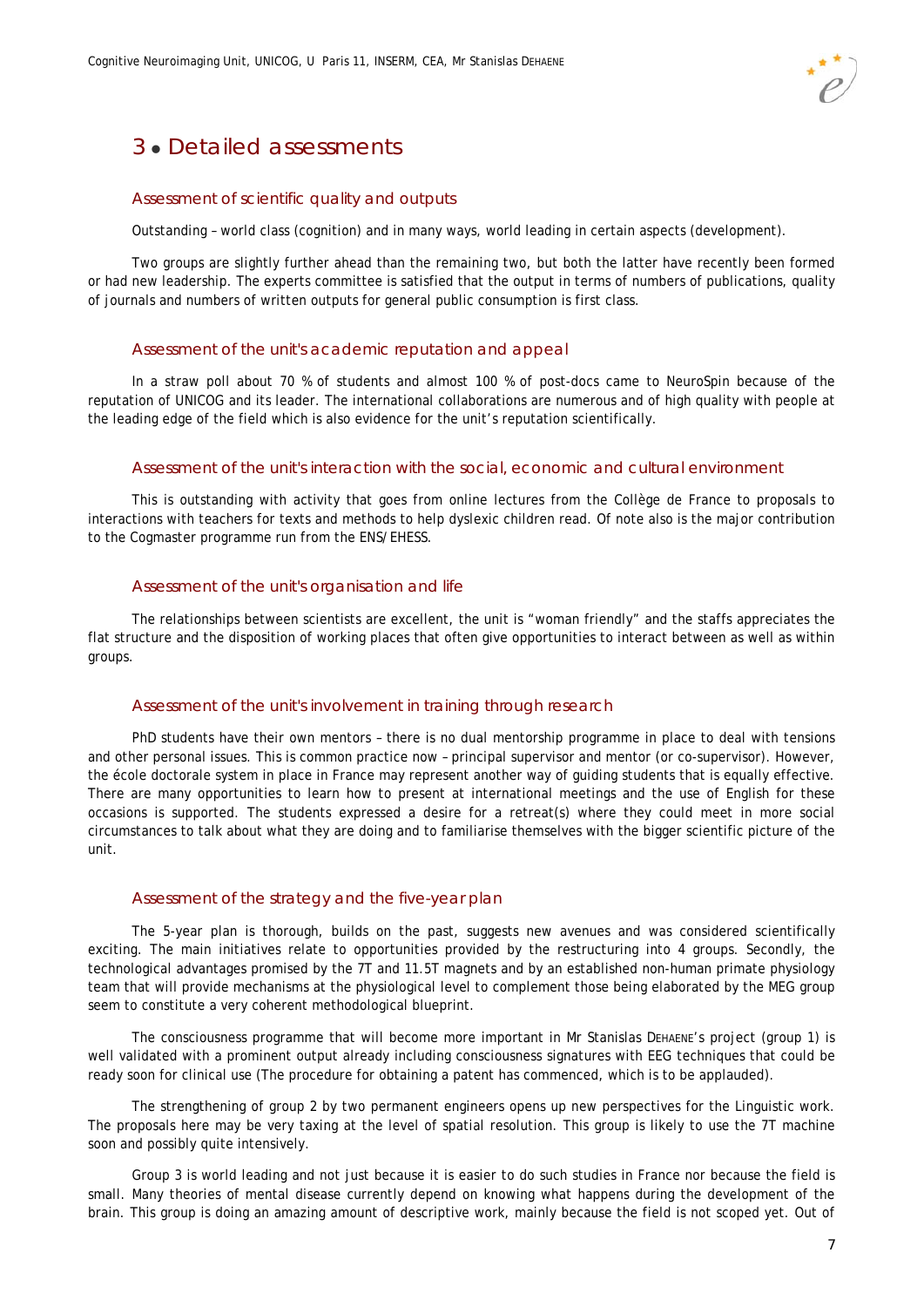# 3 • Detailed assessments

## Assessment of scientific quality and outputs

Outstanding – world class (cognition) and in many ways, world leading in certain aspects (development).

Two groups are slightly further ahead than the remaining two, but both the latter have recently been formed or had new leadership. The experts committee is satisfied that the output in terms of numbers of publications, quality of journals and numbers of written outputs for general public consumption is first class.

## Assessment of the unit's academic reputation and appeal

In a straw poll about 70 % of students and almost 100 % of post-docs came to NeuroSpin because of the reputation of UNICOG and its leader. The international collaborations are numerous and of high quality with people at the leading edge of the field which is also evidence for the unit's reputation scientifically.

## Assessment of the unit's interaction with the social, economic and cultural environment

This is outstanding with activity that goes from online lectures from the Collège de France to proposals to interactions with teachers for texts and methods to help dyslexic children read. Of note also is the major contribution to the Cogmaster programme run from the ENS/EHESS.

## Assessment of the unit's organisation and life

The relationships between scientists are excellent, the unit is "woman friendly" and the staffs appreciates the flat structure and the disposition of working places that often give opportunities to interact between as well as within groups.

## Assessment of the unit's involvement in training through research

PhD students have their own mentors – there is no dual mentorship programme in place to deal with tensions and other personal issues. This is common practice now – principal supervisor and mentor (or co-supervisor). However, the école doctorale system in place in France may represent another way of guiding students that is equally effective. There are many opportunities to learn how to present at international meetings and the use of English for these occasions is supported. The students expressed a desire for a retreat(s) where they could meet in more social circumstances to talk about what they are doing and to familiarise themselves with the bigger scientific picture of the unit.

## Assessment of the strategy and the five-year plan

The 5-year plan is thorough, builds on the past, suggests new avenues and was considered scientifically exciting. The main initiatives relate to opportunities provided by the restructuring into 4 groups. Secondly, the technological advantages promised by the 7T and 11.5T magnets and by an established non-human primate physiology team that will provide mechanisms at the physiological level to complement those being elaborated by the MEG group seem to constitute a very coherent methodological blueprint.

The consciousness programme that will become more important in Mr Stanislas DEHAENE's project (group 1) is well validated with a prominent output already including consciousness signatures with EEG techniques that could be ready soon for clinical use (The procedure for obtaining a patent has commenced, which is to be applauded).

The strengthening of group 2 by two permanent engineers opens up new perspectives for the Linguistic work. The proposals here may be very taxing at the level of spatial resolution. This group is likely to use the 7T machine soon and possibly quite intensively.

Group 3 is world leading and not just because it is easier to do such studies in France nor because the field is small. Many theories of mental disease currently depend on knowing what happens during the development of the brain. This group is doing an amazing amount of descriptive work, mainly because the field is not scoped yet. Out of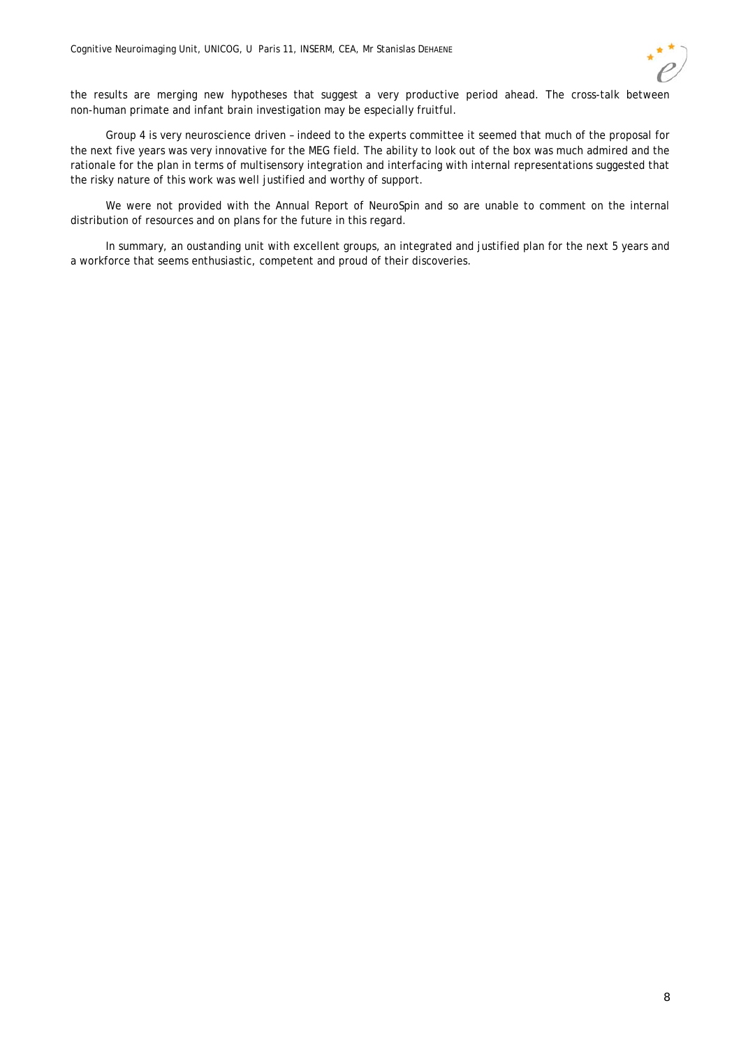the results are merging new hypotheses that suggest a very productive period ahead. The cross-talk between non-human primate and infant brain investigation may be especially fruitful.

Group 4 is very neuroscience driven – indeed to the experts committee it seemed that much of the proposal for the next five years was very innovative for the MEG field. The ability to look out of the box was much admired and the rationale for the plan in terms of multisensory integration and interfacing with internal representations suggested that the risky nature of this work was well justified and worthy of support.

We were not provided with the Annual Report of NeuroSpin and so are unable to comment on the internal distribution of resources and on plans for the future in this regard.

In summary, an oustanding unit with excellent groups, an integrated and justified plan for the next 5 years and a workforce that seems enthusiastic, competent and proud of their discoveries.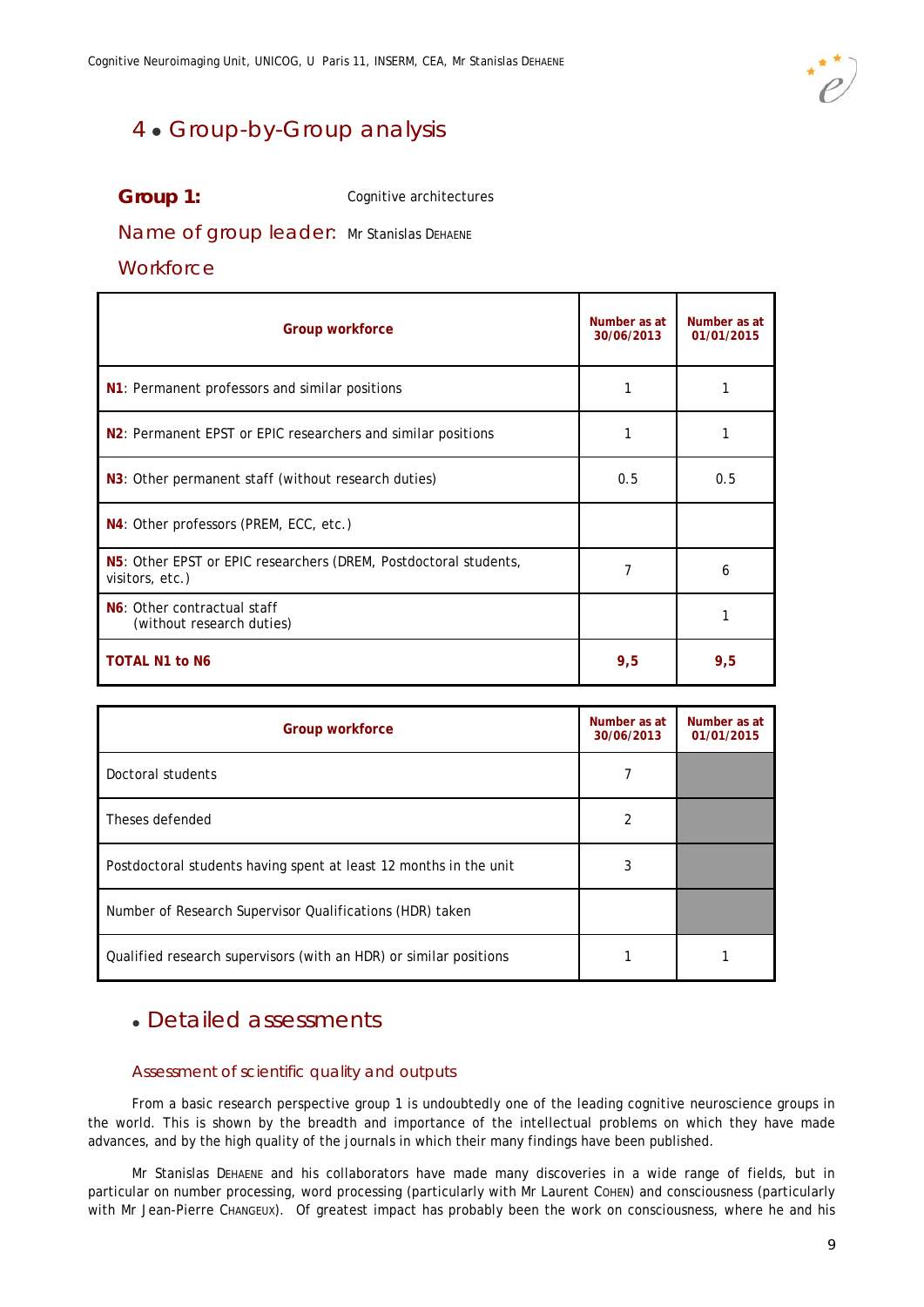## 4 • Group-by-Group analysis

**Group 1:** Cognitive architectures

**Name of group leader:** Mr Stanislas DEHAENE

**Workforce**

| Group workforce | Number as at 30/06/2013 | Number as at 01/01/2015 |
|---|---|---|
| **N1**: Permanent professors and similar positions | 1 | 1 |
| **N2**: Permanent EPST or EPIC researchers and similar positions | 1 | 1 |
| **N3**: Other permanent staff (without research duties) | 0.5 | 0.5 |
| **N4**: Other professors (PREM, ECC, etc.) | | |
| **N5**: Other EPST or EPIC researchers (DREM, Postdoctoral students, visitors, etc.) | 7 | 6 |
| **N6**: Other contractual staff (without research duties) | | 1 |
| **TOTAL N1 to N6** | **9,5** | **9,5** |

| Group workforce | Number as at 30/06/2013 | Number as at 01/01/2015 |
|---|---|---|
| Doctoral students | 7 | |
| Theses defended | 2 | |
| Postdoctoral students having spent at least 12 months in the unit | 3 | |
| Number of Research Supervisor Qualifications (HDR) taken | | |
| Qualified research supervisors (with an HDR) or similar positions | 1 | 1 |

## • Detailed assessments

### Assessment of scientific quality and outputs

From a basic research perspective group 1 is undoubtedly one of the leading cognitive neuroscience groups in the world. This is shown by the breadth and importance of the intellectual problems on which they have made advances, and by the high quality of the journals in which their many findings have been published.

Mr Stanislas DEHAENE and his collaborators have made many discoveries in a wide range of fields, but in particular on number processing, word processing (particularly with Mr Laurent COHEN) and consciousness (particularly with Mr Jean-Pierre CHANGEUX). Of greatest impact has probably been the work on consciousness, where he and his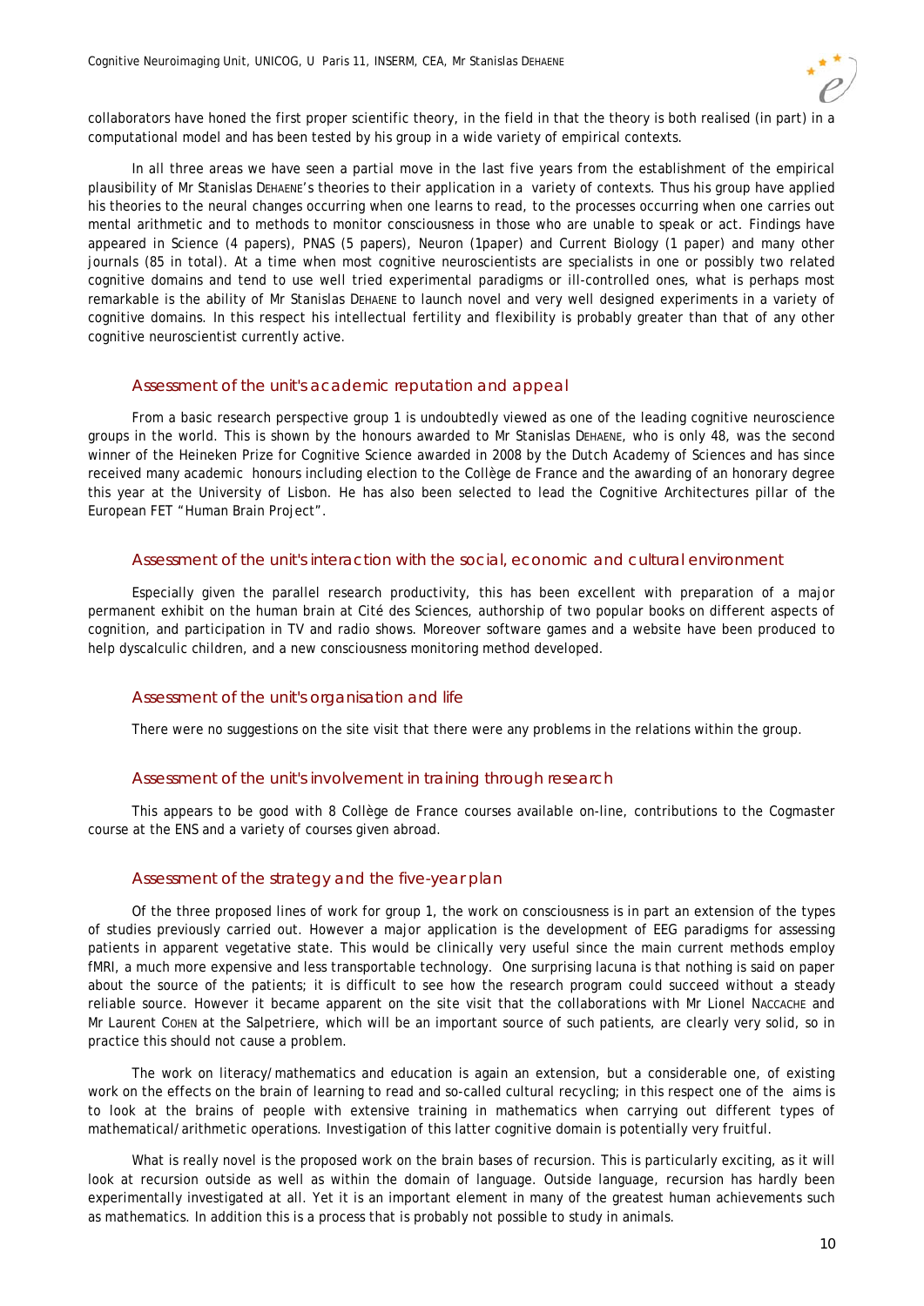collaborators have honed the first proper scientific theory, in the field in that the theory is both realised (in part) in a computational model and has been tested by his group in a wide variety of empirical contexts.

In all three areas we have seen a partial move in the last five years from the establishment of the empirical plausibility of Mr Stanislas DEHAENE's theories to their application in a variety of contexts. Thus his group have applied his theories to the neural changes occurring when one learns to read, to the processes occurring when one carries out mental arithmetic and to methods to monitor consciousness in those who are unable to speak or act. Findings have appeared in Science (4 papers), PNAS (5 papers), Neuron (1paper) and Current Biology (1 paper) and many other journals (85 in total). At a time when most cognitive neuroscientists are specialists in one or possibly two related cognitive domains and tend to use well tried experimental paradigms or ill-controlled ones, what is perhaps most remarkable is the ability of Mr Stanislas DEHAENE to launch novel and very well designed experiments in a variety of cognitive domains. In this respect his intellectual fertility and flexibility is probably greater than that of any other cognitive neuroscientist currently active.

### Assessment of the unit's academic reputation and appeal

From a basic research perspective group 1 is undoubtedly viewed as one of the leading cognitive neuroscience groups in the world. This is shown by the honours awarded to Mr Stanislas DEHAENE, who is only 48, was the second winner of the Heineken Prize for Cognitive Science awarded in 2008 by the Dutch Academy of Sciences and has since received many academic honours including election to the Collège de France and the awarding of an honorary degree this year at the University of Lisbon. He has also been selected to lead the Cognitive Architectures pillar of the European FET "Human Brain Project".

### Assessment of the unit's interaction with the social, economic and cultural environment

Especially given the parallel research productivity, this has been excellent with preparation of a major permanent exhibit on the human brain at Cité des Sciences, authorship of two popular books on different aspects of cognition, and participation in TV and radio shows. Moreover software games and a website have been produced to help dyscalculic children, and a new consciousness monitoring method developed.

### Assessment of the unit's organisation and life

There were no suggestions on the site visit that there were any problems in the relations within the group.

### Assessment of the unit's involvement in training through research

This appears to be good with 8 Collège de France courses available on-line, contributions to the Cogmaster course at the ENS and a variety of courses given abroad.

### Assessment of the strategy and the five-year plan

Of the three proposed lines of work for group 1, the work on consciousness is in part an extension of the types of studies previously carried out. However a major application is the development of EEG paradigms for assessing patients in apparent vegetative state. This would be clinically very useful since the main current methods employ fMRI, a much more expensive and less transportable technology. One surprising lacuna is that nothing is said on paper about the source of the patients; it is difficult to see how the research program could succeed without a steady reliable source. However it became apparent on the site visit that the collaborations with Mr Lionel NACCACHE and Mr Laurent COHEN at the Salpetriere, which will be an important source of such patients, are clearly very solid, so in practice this should not cause a problem.

The work on literacy/mathematics and education is again an extension, but a considerable one, of existing work on the effects on the brain of learning to read and so-called cultural recycling; in this respect one of the aims is to look at the brains of people with extensive training in mathematics when carrying out different types of mathematical/arithmetic operations. Investigation of this latter cognitive domain is potentially very fruitful.

What is really novel is the proposed work on the brain bases of recursion. This is particularly exciting, as it will look at recursion outside as well as within the domain of language. Outside language, recursion has hardly been experimentally investigated at all. Yet it is an important element in many of the greatest human achievements such as mathematics. In addition this is a process that is probably not possible to study in animals.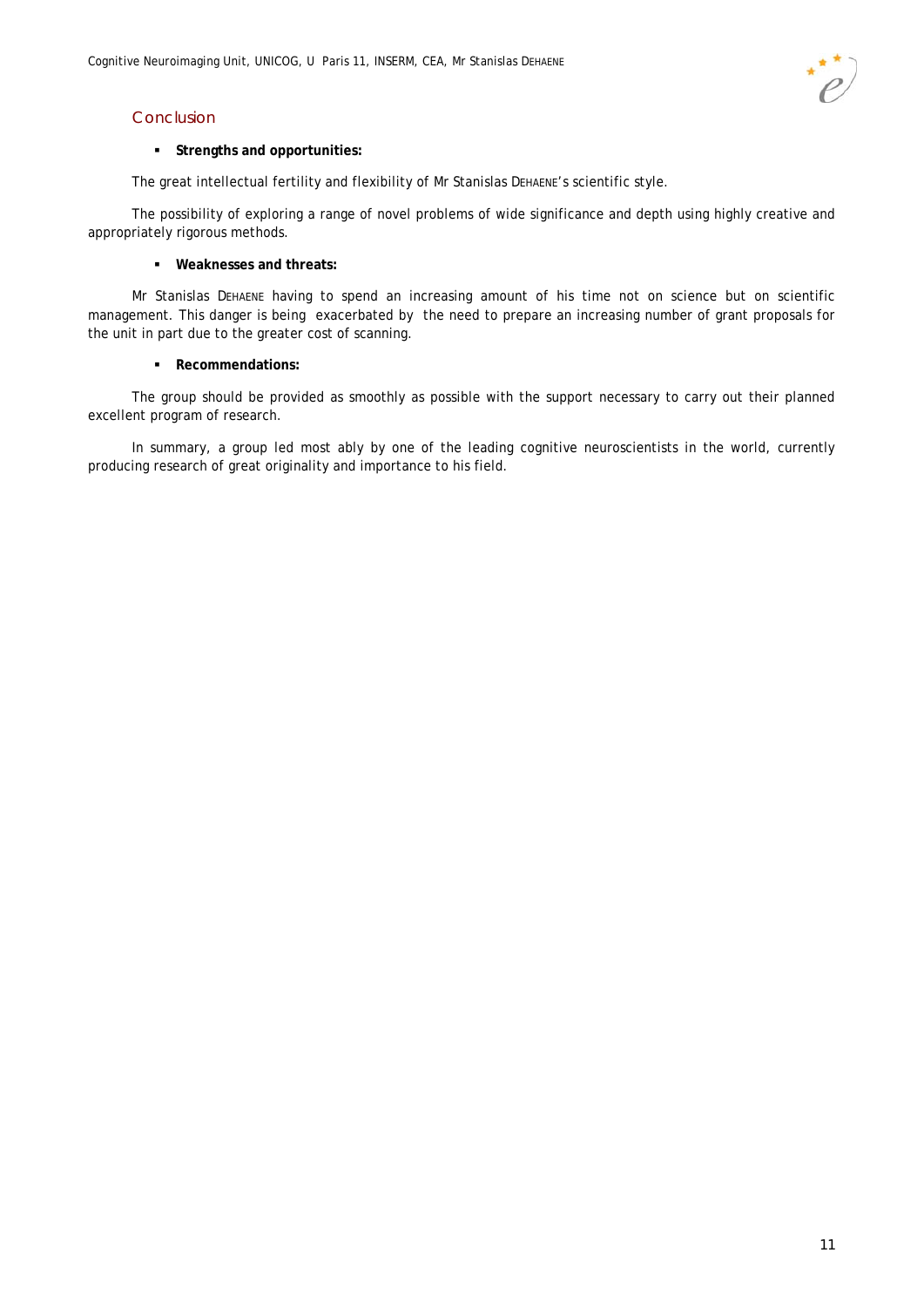## Conclusion

- **Strengths and opportunities:**

The great intellectual fertility and flexibility of Mr Stanislas DEHAENE's scientific style.

The possibility of exploring a range of novel problems of wide significance and depth using highly creative and appropriately rigorous methods.

- **Weaknesses and threats:**

Mr Stanislas DEHAENE having to spend an increasing amount of his time not on science but on scientific management. This danger is being exacerbated by the need to prepare an increasing number of grant proposals for the unit in part due to the greater cost of scanning.

- **Recommendations:**

The group should be provided as smoothly as possible with the support necessary to carry out their planned excellent program of research.

In summary, a group led most ably by one of the leading cognitive neuroscientists in the world, currently producing research of great originality and importance to his field.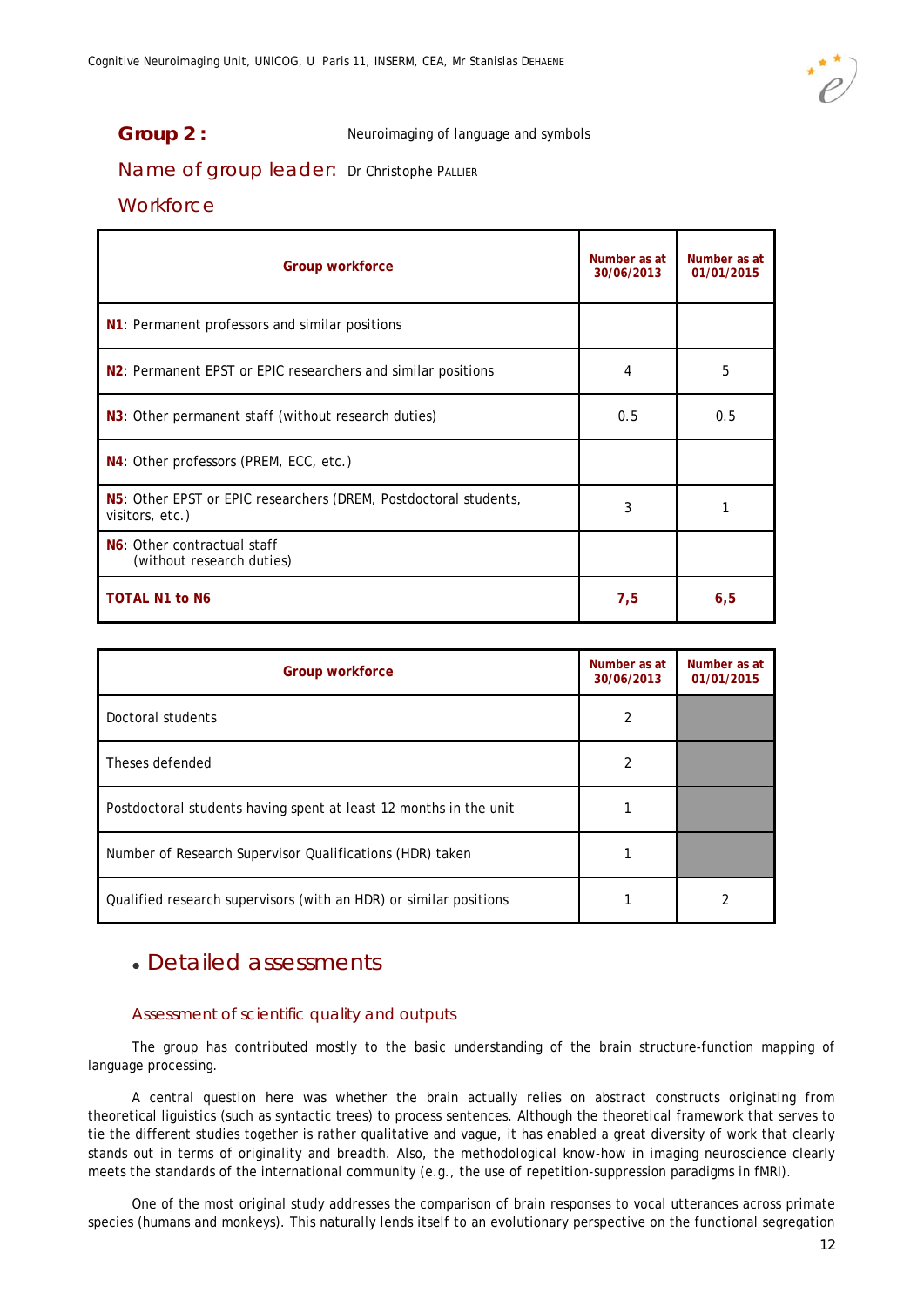**Group 2 :** Neuroimaging of language and symbols

**Name of group leader:** Dr Christophe PALLIER

**Workforce**

| Group workforce | Number as at 30/06/2013 | Number as at 01/01/2015 |
|---|---|---|
| **N1**: Permanent professors and similar positions | | |
| **N2**: Permanent EPST or EPIC researchers and similar positions | 4 | 5 |
| **N3**: Other permanent staff (without research duties) | 0.5 | 0.5 |
| **N4**: Other professors (PREM, ECC, etc.) | | |
| **N5**: Other EPST or EPIC researchers (DREM, Postdoctoral students, visitors, etc.) | 3 | 1 |
| **N6**: Other contractual staff (without research duties) | | |
| **TOTAL N1 to N6** | **7,5** | **6,5** |

| Group workforce | Number as at 30/06/2013 | Number as at 01/01/2015 |
|---|---|---|
| Doctoral students | 2 | |
| Theses defended | 2 | |
| Postdoctoral students having spent at least 12 months in the unit | 1 | |
| Number of Research Supervisor Qualifications (HDR) taken | 1 | |
| Qualified research supervisors (with an HDR) or similar positions | 1 | 2 |

## • Detailed assessments

### Assessment of scientific quality and outputs

The group has contributed mostly to the basic understanding of the brain structure-function mapping of language processing.

A central question here was whether the brain actually relies on abstract constructs originating from theoretical liguistics (such as syntactic trees) to process sentences. Although the theoretical framework that serves to tie the different studies together is rather qualitative and vague, it has enabled a great diversity of work that clearly stands out in terms of originality and breadth. Also, the methodological know-how in imaging neuroscience clearly meets the standards of the international community (e.g., the use of repetition-suppression paradigms in fMRI).

One of the most original study addresses the comparison of brain responses to vocal utterances across primate species (humans and monkeys). This naturally lends itself to an evolutionary perspective on the functional segregation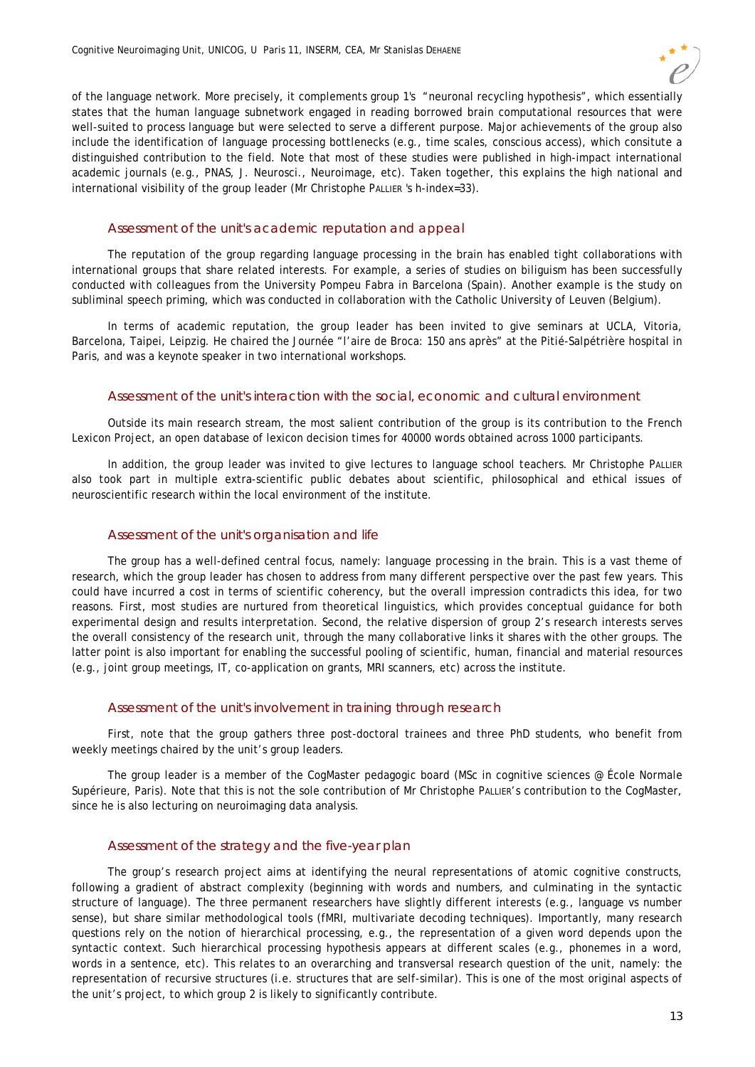of the language network. More precisely, it complements group 1's "neuronal recycling hypothesis", which essentially states that the human language subnetwork engaged in reading borrowed brain computational resources that were well-suited to process language but were selected to serve a different purpose. Major achievements of the group also include the identification of language processing bottlenecks (e.g., time scales, conscious access), which consitute a distinguished contribution to the field. Note that most of these studies were published in high-impact international academic journals (e.g., PNAS, J. Neurosci., Neuroimage, etc). Taken together, this explains the high national and international visibility of the group leader (Mr Christophe PALLIER 's h-index=33).

### Assessment of the unit's academic reputation and appeal

The reputation of the group regarding language processing in the brain has enabled tight collaborations with international groups that share related interests. For example, a series of studies on biliguism has been successfully conducted with colleagues from the University Pompeu Fabra in Barcelona (Spain). Another example is the study on subliminal speech priming, which was conducted in collaboration with the Catholic University of Leuven (Belgium).

In terms of academic reputation, the group leader has been invited to give seminars at UCLA, Vitoria, Barcelona, Taipei, Leipzig. He chaired the Journée "l'aire de Broca: 150 ans après" at the Pitié-Salpétrière hospital in Paris, and was a keynote speaker in two international workshops.

### Assessment of the unit's interaction with the social, economic and cultural environment

Outside its main research stream, the most salient contribution of the group is its contribution to the French Lexicon Project, an open database of lexicon decision times for 40000 words obtained across 1000 participants.

In addition, the group leader was invited to give lectures to language school teachers. Mr Christophe PALLIER also took part in multiple extra-scientific public debates about scientific, philosophical and ethical issues of neuroscientific research within the local environment of the institute.

### Assessment of the unit's organisation and life

The group has a well-defined central focus, namely: language processing in the brain. This is a vast theme of research, which the group leader has chosen to address from many different perspective over the past few years. This could have incurred a cost in terms of scientific coherency, but the overall impression contradicts this idea, for two reasons. First, most studies are nurtured from theoretical linguistics, which provides conceptual guidance for both experimental design and results interpretation. Second, the relative dispersion of group 2's research interests serves the overall consistency of the research unit, through the many collaborative links it shares with the other groups. The latter point is also important for enabling the successful pooling of scientific, human, financial and material resources (e.g., joint group meetings, IT, co-application on grants, MRI scanners, etc) across the institute.

### Assessment of the unit's involvement in training through research

First, note that the group gathers three post-doctoral trainees and three PhD students, who benefit from weekly meetings chaired by the unit's group leaders.

The group leader is a member of the CogMaster pedagogic board (MSc in cognitive sciences @ École Normale Supérieure, Paris). Note that this is not the sole contribution of Mr Christophe PALLIER's contribution to the CogMaster, since he is also lecturing on neuroimaging data analysis.

### Assessment of the strategy and the five-year plan

The group's research project aims at identifying the neural representations of atomic cognitive constructs, following a gradient of abstract complexity (beginning with words and numbers, and culminating in the syntactic structure of language). The three permanent researchers have slightly different interests (e.g., language vs number sense), but share similar methodological tools (fMRI, multivariate decoding techniques). Importantly, many research questions rely on the notion of hierarchical processing, e.g., the representation of a given word depends upon the syntactic context. Such hierarchical processing hypothesis appears at different scales (e.g., phonemes in a word, words in a sentence, etc). This relates to an overarching and transversal research question of the unit, namely: the representation of recursive structures (i.e. structures that are self-similar). This is one of the most original aspects of the unit's project, to which group 2 is likely to significantly contribute.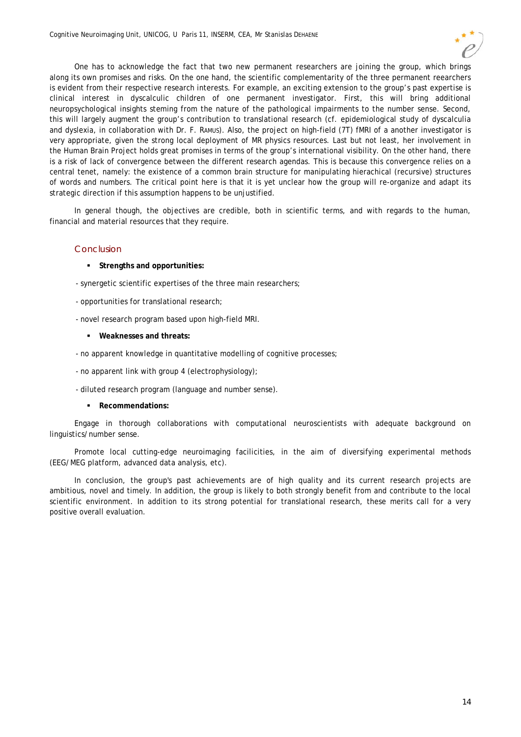One has to acknowledge the fact that two new permanent researchers are joining the group, which brings along its own promises and risks. On the one hand, the scientific complementarity of the three permanent rearchers is evident from their respective research interests. For example, an exciting extension to the group's past expertise is clinical interest in dyscalculic children of one permanent investigator. First, this will bring additional neuropsychological insights steming from the nature of the pathological impairments to the number sense. Second, this will largely augment the group's contribution to translational research (cf. epidemiological study of dyscalculia and dyslexia, in collaboration with Dr. F. RAMUS). Also, the project on high-field (7T) fMRI of a another investigator is very appropriate, given the strong local deployment of MR physics resources. Last but not least, her involvement in the Human Brain Project holds great promises in terms of the group's international visibility. On the other hand, there is a risk of lack of convergence between the different research agendas. This is because this convergence relies on a central tenet, namely: the existence of a common brain structure for manipulating hierachical (recursive) structures of words and numbers. The critical point here is that it is yet unclear how the group will re-organize and adapt its strategic direction if this assumption happens to be unjustified.

In general though, the objectives are credible, both in scientific terms, and with regards to the human, financial and material resources that they require.

## Conclusion

- **Strengths and opportunities:**

- synergetic scientific expertises of the three main researchers;

- opportunities for translational research;

- novel research program based upon high-field MRI.

- **Weaknesses and threats:**

- no apparent knowledge in quantitative modelling of cognitive processes;

- no apparent link with group 4 (electrophysiology);

- diluted research program (language and number sense).

- **Recommendations:**

Engage in thorough collaborations with computational neuroscientists with adequate background on linguistics/number sense.

Promote local cutting-edge neuroimaging facilicities, in the aim of diversifying experimental methods (EEG/MEG platform, advanced data analysis, etc).

In conclusion, the group's past achievements are of high quality and its current research projects are ambitious, novel and timely. In addition, the group is likely to both strongly benefit from and contribute to the local scientific environment. In addition to its strong potential for translational research, these merits call for a very positive overall evaluation.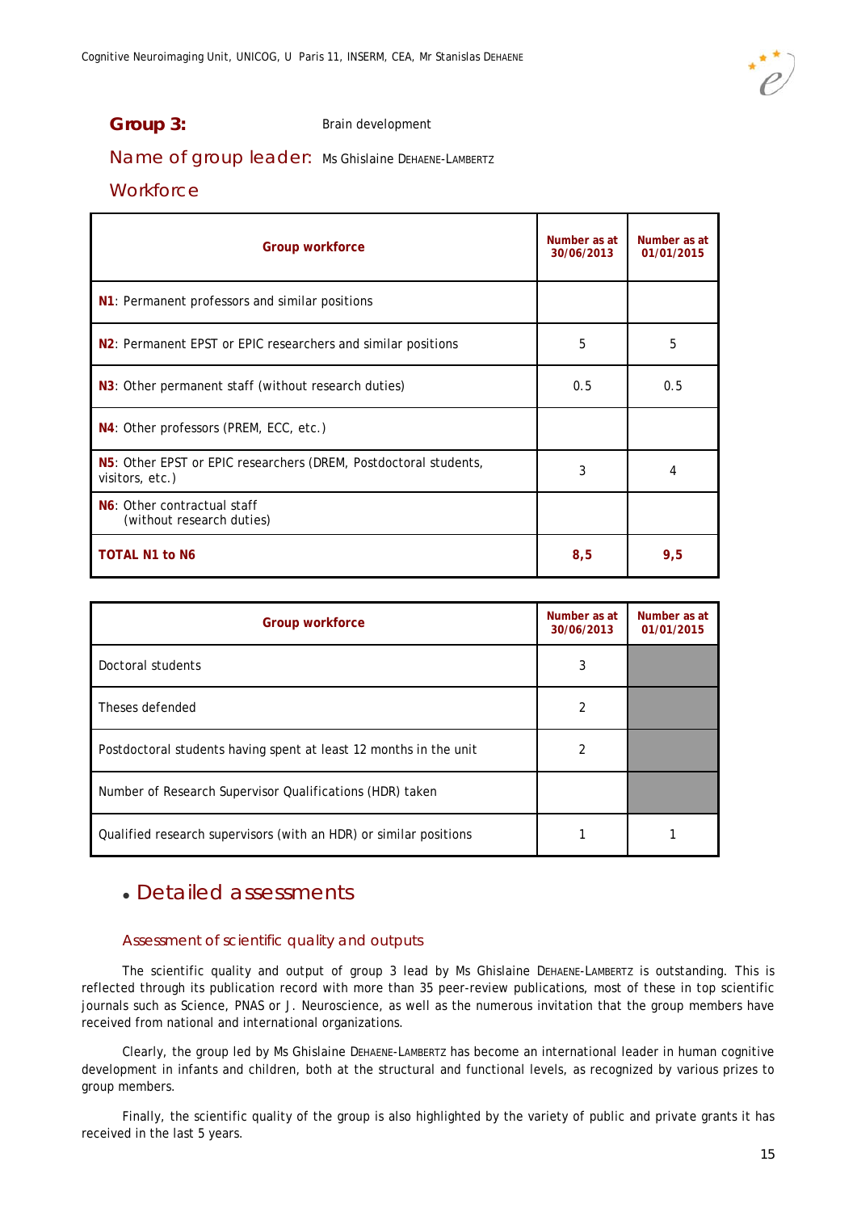**Group 3:** Brain development

**Name of group leader:** Ms Ghislaine DEHAENE-LAMBERTZ

**Workforce**

| Group workforce | Number as at 30/06/2013 | Number as at 01/01/2015 |
|---|---|---|
| **N1**: Permanent professors and similar positions | | |
| **N2**: Permanent EPST or EPIC researchers and similar positions | 5 | 5 |
| **N3**: Other permanent staff (without research duties) | 0.5 | 0.5 |
| **N4**: Other professors (PREM, ECC, etc.) | | |
| **N5**: Other EPST or EPIC researchers (DREM, Postdoctoral students, visitors, etc.) | 3 | 4 |
| **N6**: Other contractual staff (without research duties) | | |
| **TOTAL N1 to N6** | **8,5** | **9,5** |

| Group workforce | Number as at 30/06/2013 | Number as at 01/01/2015 |
|---|---|---|
| Doctoral students | 3 | |
| Theses defended | 2 | |
| Postdoctoral students having spent at least 12 months in the unit | 2 | |
| Number of Research Supervisor Qualifications (HDR) taken | | |
| Qualified research supervisors (with an HDR) or similar positions | 1 | 1 |

## Detailed assessments

### Assessment of scientific quality and outputs

The scientific quality and output of group 3 lead by Ms Ghislaine DEHAENE-LAMBERTZ is outstanding. This is reflected through its publication record with more than 35 peer-review publications, most of these in top scientific journals such as Science, PNAS or J. Neuroscience, as well as the numerous invitation that the group members have received from national and international organizations.

Clearly, the group led by Ms Ghislaine DEHAENE-LAMBERTZ has become an international leader in human cognitive development in infants and children, both at the structural and functional levels, as recognized by various prizes to group members.

Finally, the scientific quality of the group is also highlighted by the variety of public and private grants it has received in the last 5 years.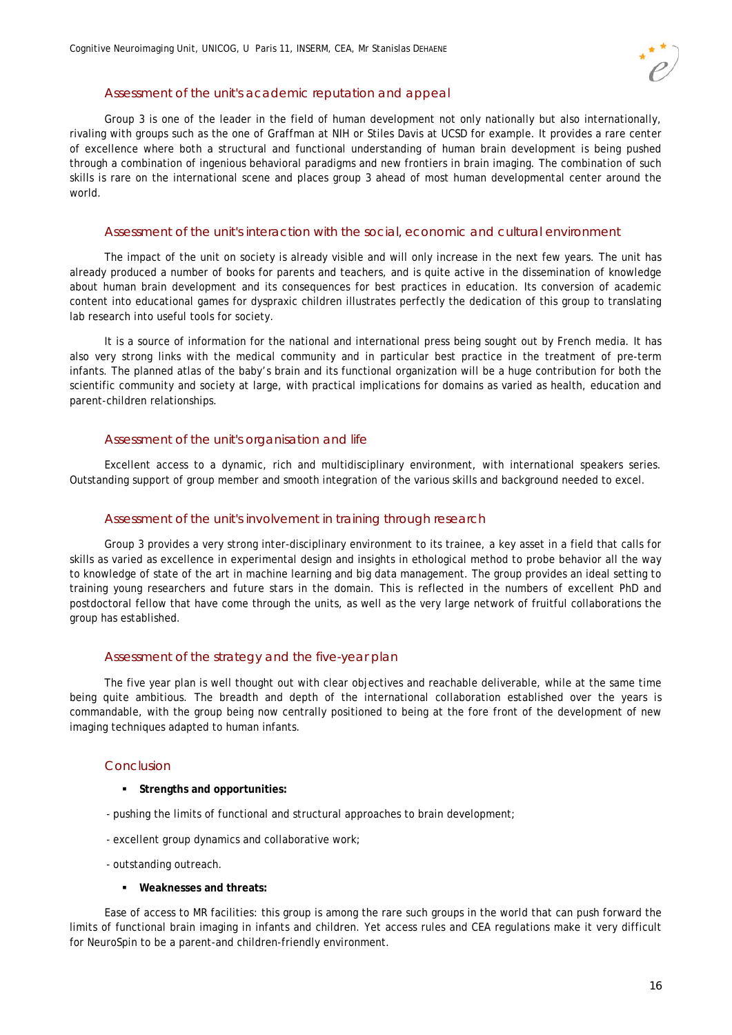### Assessment of the unit's academic reputation and appeal

Group 3 is one of the leader in the field of human development not only nationally but also internationally, rivaling with groups such as the one of Graffman at NIH or Stiles Davis at UCSD for example. It provides a rare center of excellence where both a structural and functional understanding of human brain development is being pushed through a combination of ingenious behavioral paradigms and new frontiers in brain imaging. The combination of such skills is rare on the international scene and places group 3 ahead of most human developmental center around the world.

### Assessment of the unit's interaction with the social, economic and cultural environment

The impact of the unit on society is already visible and will only increase in the next few years. The unit has already produced a number of books for parents and teachers, and is quite active in the dissemination of knowledge about human brain development and its consequences for best practices in education. Its conversion of academic content into educational games for dyspraxic children illustrates perfectly the dedication of this group to translating lab research into useful tools for society.

It is a source of information for the national and international press being sought out by French media. It has also very strong links with the medical community and in particular best practice in the treatment of pre-term infants. The planned atlas of the baby's brain and its functional organization will be a huge contribution for both the scientific community and society at large, with practical implications for domains as varied as health, education and parent-children relationships.

### Assessment of the unit's organisation and life

Excellent access to a dynamic, rich and multidisciplinary environment, with international speakers series. Outstanding support of group member and smooth integration of the various skills and background needed to excel.

### Assessment of the unit's involvement in training through research

Group 3 provides a very strong inter-disciplinary environment to its trainee, a key asset in a field that calls for skills as varied as excellence in experimental design and insights in ethological method to probe behavior all the way to knowledge of state of the art in machine learning and big data management. The group provides an ideal setting to training young researchers and future stars in the domain. This is reflected in the numbers of excellent PhD and postdoctoral fellow that have come through the units, as well as the very large network of fruitful collaborations the group has established.

### Assessment of the strategy and the five-year plan

The five year plan is well thought out with clear objectives and reachable deliverable, while at the same time being quite ambitious. The breadth and depth of the international collaboration established over the years is commandable, with the group being now centrally positioned to being at the fore front of the development of new imaging techniques adapted to human infants.

### Conclusion

- **Strengths and opportunities:**

- pushing the limits of functional and structural approaches to brain development;

- excellent group dynamics and collaborative work;

- outstanding outreach.

- **Weaknesses and threats:**

Ease of access to MR facilities: this group is among the rare such groups in the world that can push forward the limits of functional brain imaging in infants and children. Yet access rules and CEA regulations make it very difficult for NeuroSpin to be a parent-and children-friendly environment.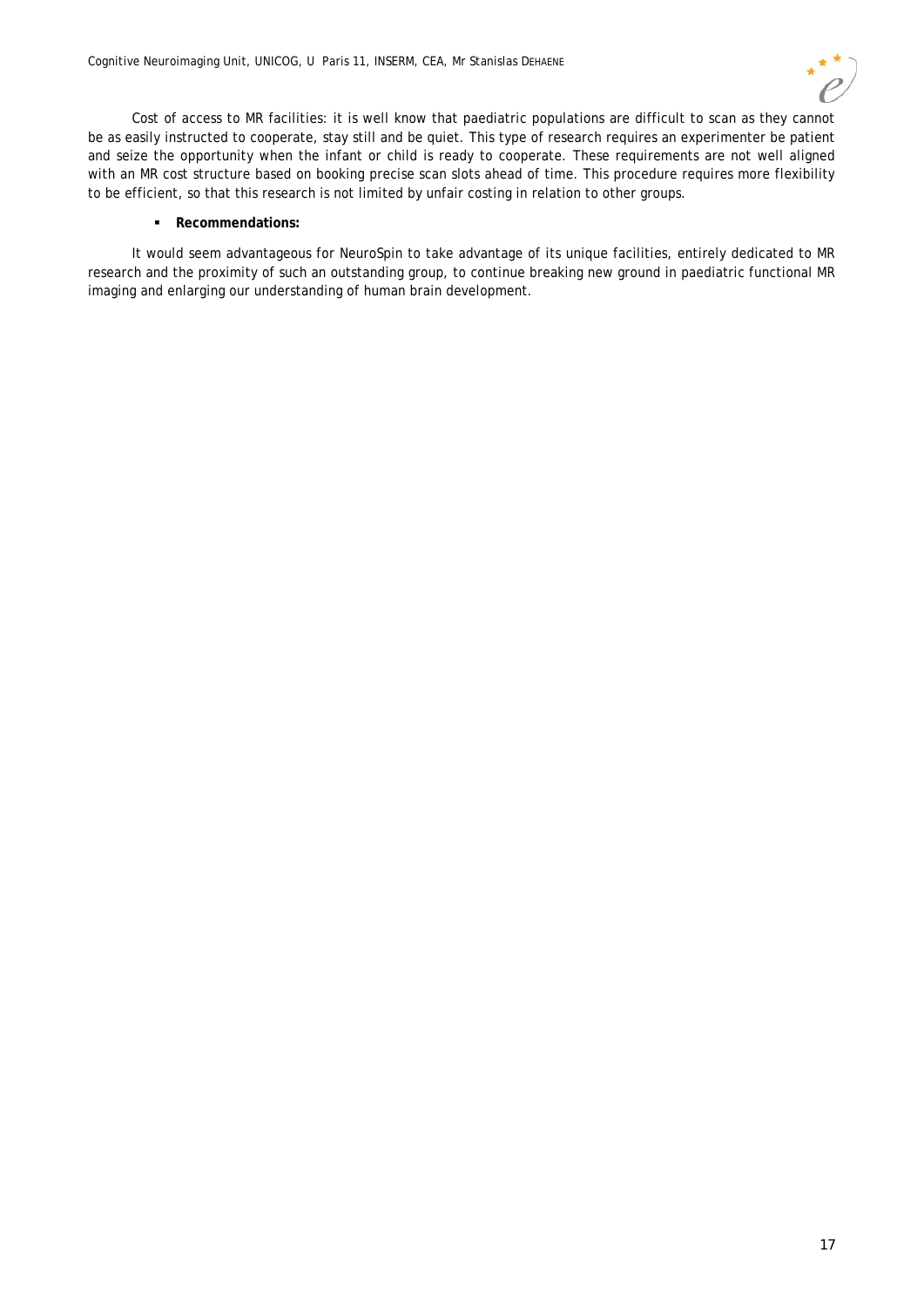Cost of access to MR facilities: it is well know that paediatric populations are difficult to scan as they cannot be as easily instructed to cooperate, stay still and be quiet. This type of research requires an experimenter be patient and seize the opportunity when the infant or child is ready to cooperate. These requirements are not well aligned with an MR cost structure based on booking precise scan slots ahead of time. This procedure requires more flexibility to be efficient, so that this research is not limited by unfair costing in relation to other groups.

- **Recommendations:**

It would seem advantageous for NeuroSpin to take advantage of its unique facilities, entirely dedicated to MR research and the proximity of such an outstanding group, to continue breaking new ground in paediatric functional MR imaging and enlarging our understanding of human brain development.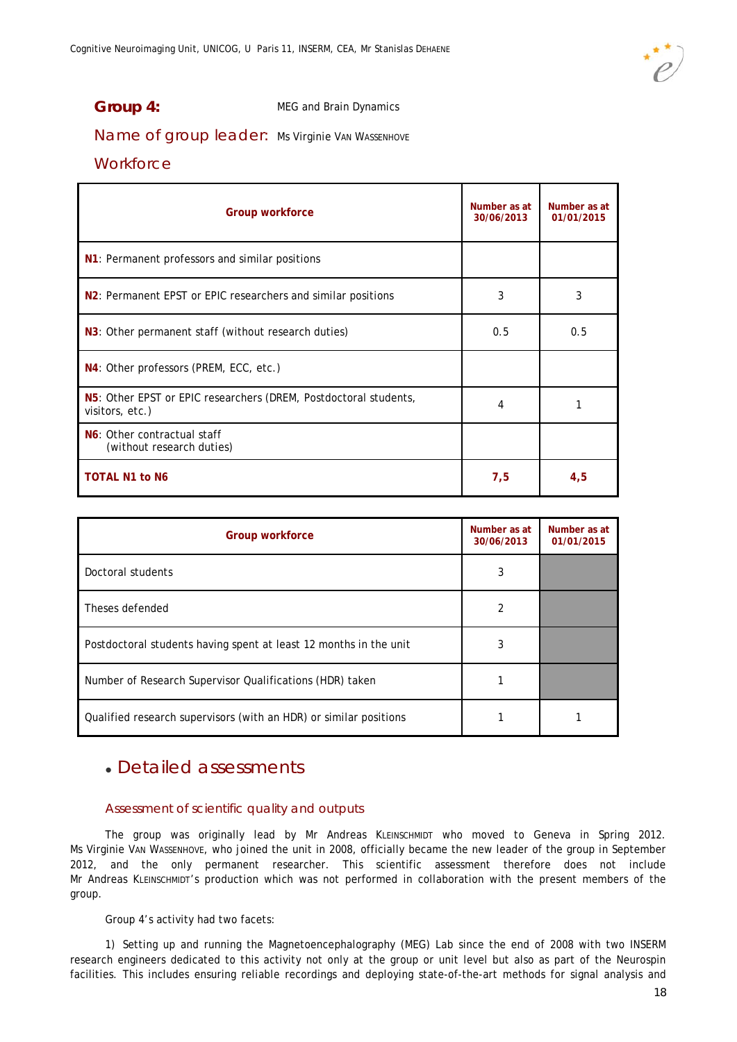**Group 4:** MEG and Brain Dynamics

## Name of group leader: Ms Virginie VAN WASSENHOVE

## Workforce

| Group workforce | Number as at 30/06/2013 | Number as at 01/01/2015 |
|---|---|---|
| **N1**: Permanent professors and similar positions | | |
| **N2**: Permanent EPST or EPIC researchers and similar positions | 3 | 3 |
| **N3**: Other permanent staff (without research duties) | 0.5 | 0.5 |
| **N4**: Other professors (PREM, ECC, etc.) | | |
| **N5**: Other EPST or EPIC researchers (DREM, Postdoctoral students, visitors, etc.) | 4 | 1 |
| **N6**: Other contractual staff (without research duties) | | |
| **TOTAL N1 to N6** | **7,5** | **4,5** |

| Group workforce | Number as at 30/06/2013 | Number as at 01/01/2015 |
|---|---|---|
| Doctoral students | 3 | |
| Theses defended | 2 | |
| Postdoctoral students having spent at least 12 months in the unit | 3 | |
| Number of Research Supervisor Qualifications (HDR) taken | 1 | |
| Qualified research supervisors (with an HDR) or similar positions | 1 | 1 |

## • Detailed assessments

### Assessment of scientific quality and outputs

The group was originally lead by Mr Andreas KLEINSCHMIDT who moved to Geneva in Spring 2012. Ms Virginie VAN WASSENHOVE, who joined the unit in 2008, officially became the new leader of the group in September 2012, and the only permanent researcher. This scientific assessment therefore does not include Mr Andreas KLEINSCHMIDT's production which was not performed in collaboration with the present members of the group.

Group 4's activity had two facets:

1) Setting up and running the Magnetoencephalography (MEG) Lab since the end of 2008 with two INSERM research engineers dedicated to this activity not only at the group or unit level but also as part of the Neurospin facilities. This includes ensuring reliable recordings and deploying state-of-the-art methods for signal analysis and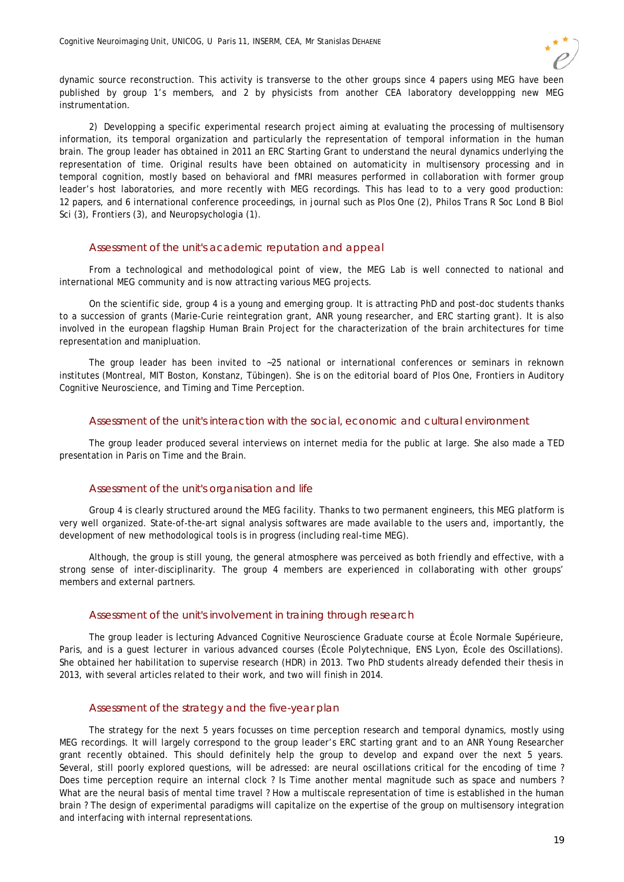dynamic source reconstruction. This activity is transverse to the other groups since 4 papers using MEG have been published by group 1's members, and 2 by physicists from another CEA laboratory developpping new MEG instrumentation.

2) Developping a specific experimental research project aiming at evaluating the processing of multisensory information, its temporal organization and particularly the representation of temporal information in the human brain. The group leader has obtained in 2011 an ERC Starting Grant to understand the neural dynamics underlying the representation of time. Original results have been obtained on automaticity in multisensory processing and in temporal cognition, mostly based on behavioral and fMRI measures performed in collaboration with former group leader's host laboratories, and more recently with MEG recordings. This has lead to to a very good production: 12 papers, and 6 international conference proceedings, in journal such as Plos One (2), Philos Trans R Soc Lond B Biol Sci (3), Frontiers (3), and Neuropsychologia (1).

### Assessment of the unit's academic reputation and appeal

From a technological and methodological point of view, the MEG Lab is well connected to national and international MEG community and is now attracting various MEG projects.

On the scientific side, group 4 is a young and emerging group. It is attracting PhD and post-doc students thanks to a succession of grants (Marie-Curie reintegration grant, ANR young researcher, and ERC starting grant). It is also involved in the european flagship Human Brain Project for the characterization of the brain architectures for time representation and manipluation.

The group leader has been invited to ~25 national or international conferences or seminars in reknown institutes (Montreal, MIT Boston, Konstanz, Tübingen). She is on the editorial board of Plos One, Frontiers in Auditory Cognitive Neuroscience, and Timing and Time Perception.

### Assessment of the unit's interaction with the social, economic and cultural environment

The group leader produced several interviews on internet media for the public at large. She also made a TED presentation in Paris on Time and the Brain.

### Assessment of the unit's organisation and life

Group 4 is clearly structured around the MEG facility. Thanks to two permanent engineers, this MEG platform is very well organized. State-of-the-art signal analysis softwares are made available to the users and, importantly, the development of new methodological tools is in progress (including real-time MEG).

Although, the group is still young, the general atmosphere was perceived as both friendly and effective, with a strong sense of inter-disciplinarity. The group 4 members are experienced in collaborating with other groups' members and external partners.

### Assessment of the unit's involvement in training through research

The group leader is lecturing Advanced Cognitive Neuroscience Graduate course at École Normale Supérieure, Paris, and is a guest lecturer in various advanced courses (École Polytechnique, ENS Lyon, École des Oscillations). She obtained her habilitation to supervise research (HDR) in 2013. Two PhD students already defended their thesis in 2013, with several articles related to their work, and two will finish in 2014.

### Assessment of the strategy and the five-year plan

The strategy for the next 5 years focusses on time perception research and temporal dynamics, mostly using MEG recordings. It will largely correspond to the group leader's ERC starting grant and to an ANR Young Researcher grant recently obtained. This should definitely help the group to develop and expand over the next 5 years. Several, still poorly explored questions, will be adressed: are neural oscillations critical for the encoding of time ? Does time perception require an internal clock ? Is Time another mental magnitude such as space and numbers ? What are the neural basis of mental time travel ? How a multiscale representation of time is established in the human brain ? The design of experimental paradigms will capitalize on the expertise of the group on multisensory integration and interfacing with internal representations.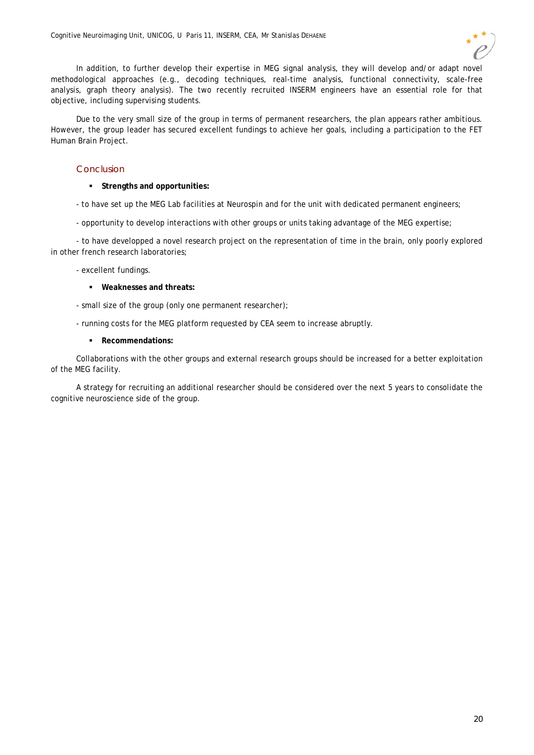In addition, to further develop their expertise in MEG signal analysis, they will develop and/or adapt novel methodological approaches (e.g., decoding techniques, real-time analysis, functional connectivity, scale-free analysis, graph theory analysis). The two recently recruited INSERM engineers have an essential role for that objective, including supervising students.

Due to the very small size of the group in terms of permanent researchers, the plan appears rather ambitious. However, the group leader has secured excellent fundings to achieve her goals, including a participation to the FET Human Brain Project.

### Conclusion

- **Strengths and opportunities:**

- to have set up the MEG Lab facilities at Neurospin and for the unit with dedicated permanent engineers;

- opportunity to develop interactions with other groups or units taking advantage of the MEG expertise;

- to have developped a novel research project on the representation of time in the brain, only poorly explored in other french research laboratories;

- excellent fundings.

- **Weaknesses and threats:**

- small size of the group (only one permanent researcher);

- running costs for the MEG platform requested by CEA seem to increase abruptly.

- **Recommendations:**

Collaborations with the other groups and external research groups should be increased for a better exploitation of the MEG facility.

A strategy for recruiting an additional researcher should be considered over the next 5 years to consolidate the cognitive neuroscience side of the group.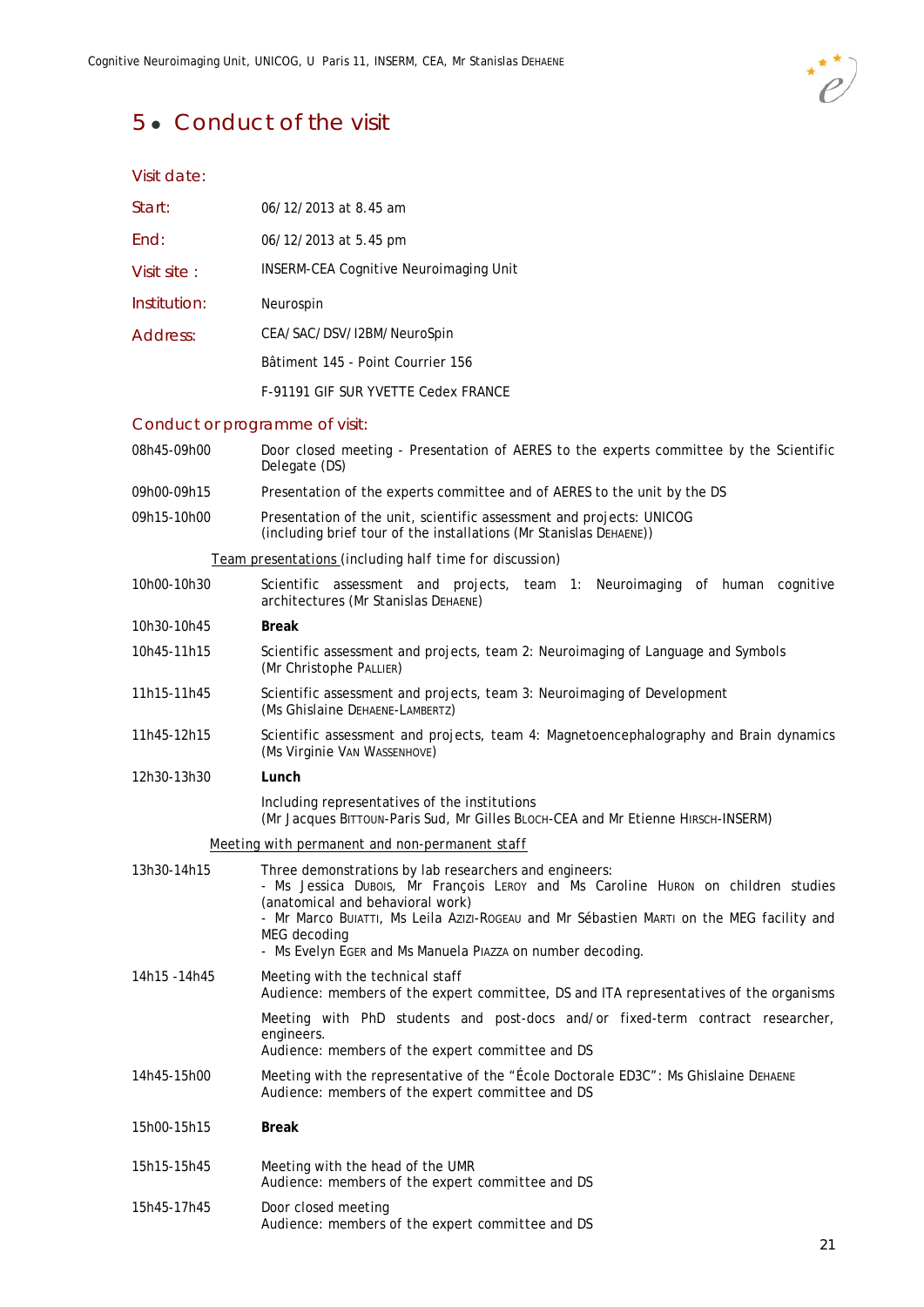# 5 • Conduct of the visit

## Visit date:

| | |
|---|---|
| Start: | 06/12/2013 at 8.45 am |
| End: | 06/12/2013 at 5.45 pm |
| Visit site : | INSERM-CEA Cognitive Neuroimaging Unit |
| Institution: | Neurospin |
| Address: | CEA/SAC/DSV/I2BM/NeuroSpin |
| | Bâtiment 145 - Point Courrier 156 |
| | F-91191 GIF SUR YVETTE Cedex FRANCE |

## Conduct or programme of visit:

| | |
|---|---|
| 08h45-09h00 | Door closed meeting - Presentation of AERES to the experts committee by the Scientific Delegate (DS) |
| 09h00-09h15 | Presentation of the experts committee and of AERES to the unit by the DS |
| 09h15-10h00 | Presentation of the unit, scientific assessment and projects: UNICOG (including brief tour of the installations (Mr Stanislas DEHAENE)) |
| | Team presentations (including half time for discussion) |
| 10h00-10h30 | Scientific assessment and projects, team 1: Neuroimaging of human cognitive architectures (Mr Stanislas DEHAENE) |
| 10h30-10h45 | **Break** |
| 10h45-11h15 | Scientific assessment and projects, team 2: Neuroimaging of Language and Symbols (Mr Christophe PALLIER) |
| 11h15-11h45 | Scientific assessment and projects, team 3: Neuroimaging of Development (Ms Ghislaine DEHAENE-LAMBERTZ) |
| 11h45-12h15 | Scientific assessment and projects, team 4: Magnetoencephalography and Brain dynamics (Ms Virginie VAN WASSENHOVE) |
| 12h30-13h30 | **Lunch** |
| | Including representatives of the institutions (Mr Jacques BITTOUN-Paris Sud, Mr Gilles BLOCH-CEA and Mr Etienne HIRSCH-INSERM) |
| | Meeting with permanent and non-permanent staff |
| 13h30-14h15 | Three demonstrations by lab researchers and engineers: - Ms Jessica DUBOIS, Mr François LEROY and Ms Caroline HURON on children studies (anatomical and behavioral work) - Mr Marco BUIATTI, Ms Leila AZIZI-ROGEAU and Mr Sébastien MARTI on the MEG facility and MEG decoding - Ms Evelyn EGER and Ms Manuela PIAZZA on number decoding. |
| 14h15 -14h45 | Meeting with the technical staff. Audience: members of the expert committee, DS and ITA representatives of the organisms |
| | Meeting with PhD students and post-docs and/or fixed-term contract researcher, engineers. Audience: members of the expert committee and DS |
| 14h45-15h00 | Meeting with the representative of the "École Doctorale ED3C": Ms Ghislaine DEHAENE. Audience: members of the expert committee and DS |
| 15h00-15h15 | **Break** |
| 15h15-15h45 | Meeting with the head of the UMR. Audience: members of the expert committee and DS |
| 15h45-17h45 | Door closed meeting. Audience: members of the expert committee and DS |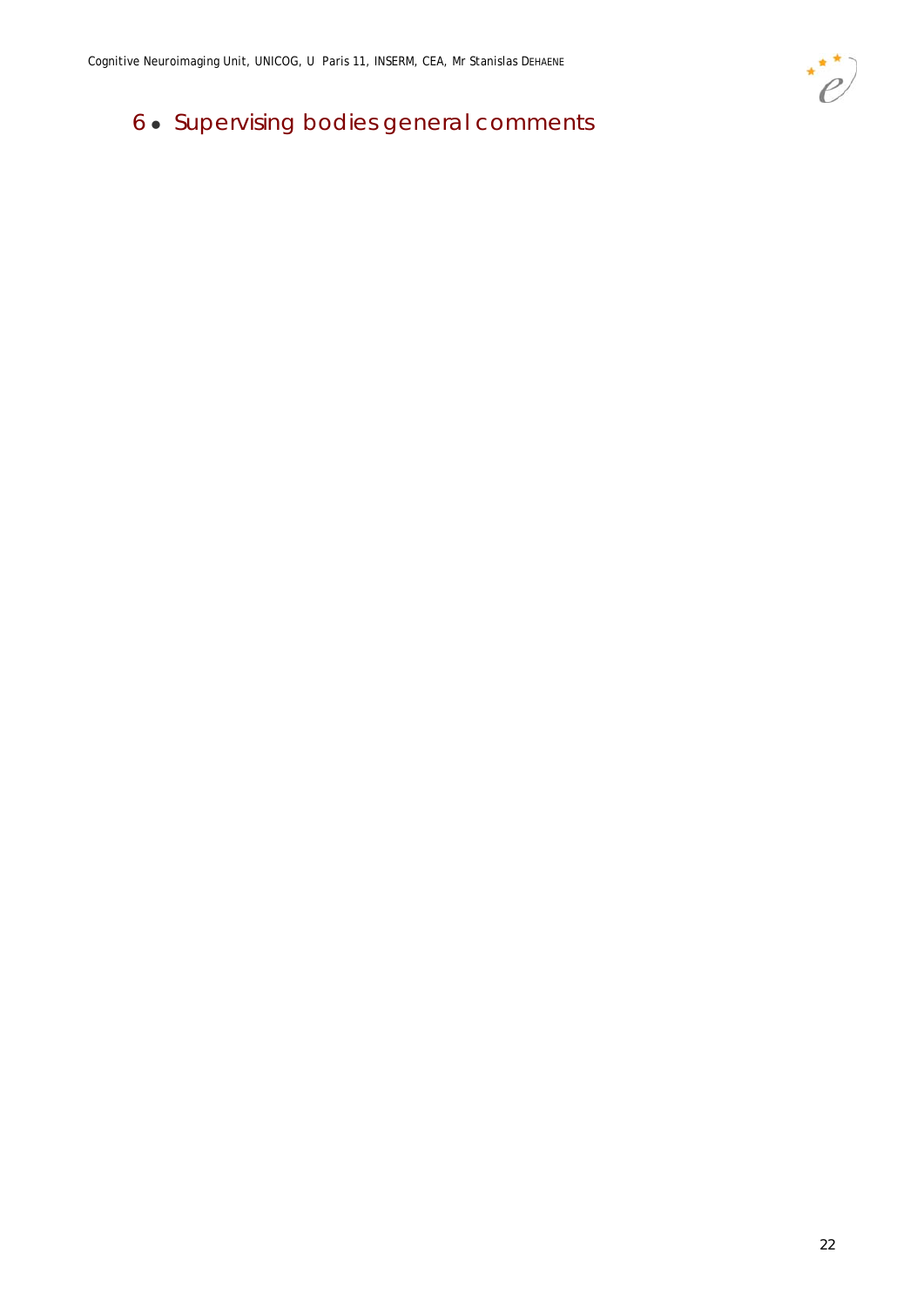# 6 • Supervising bodies general comments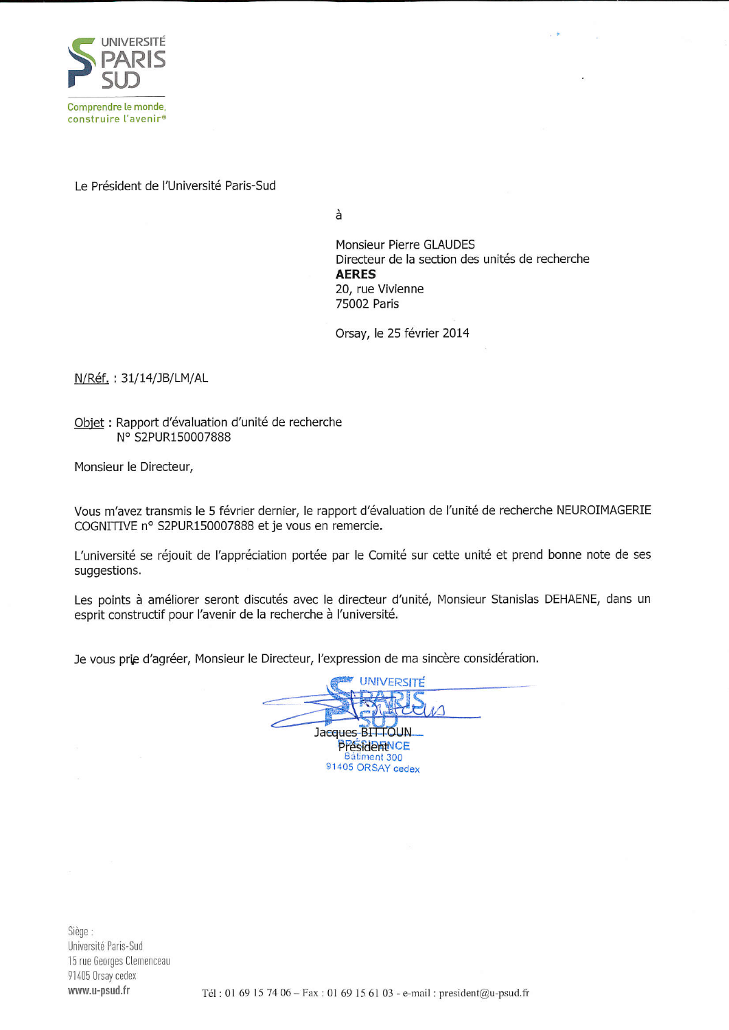UNIVERSITÉ PARIS SUD

Comprendre le monde, construire l'avenir®

Le Président de l'Université Paris-Sud

à

Monsieur Pierre GLAUDES
Directeur de la section des unités de recherche
**AERES**
20, rue Vivienne
75002 Paris

Orsay, le 25 février 2014

N/Réf. : 31/14/JB/LM/AL

Objet : Rapport d'évaluation d'unité de recherche
N° S2PUR150007888

Monsieur le Directeur,

Vous m'avez transmis le 5 février dernier, le rapport d'évaluation de l'unité de recherche NEUROIMAGERIE COGNITIVE n° S2PUR150007888 et je vous en remercie.

L'université se réjouit de l'appréciation portée par le Comité sur cette unité et prend bonne note de ses suggestions.

Les points à améliorer seront discutés avec le directeur d'unité, Monsieur Stanislas DEHAENE, dans un esprit constructif pour l'avenir de la recherche à l'université.

Je vous prie d'agréer, Monsieur le Directeur, l'expression de ma sincère considération.

Jacques BITTOUN
Président

UNIVERSITÉ PARIS SUD
PRÉSIDENCE
Bâtiment 300
91405 ORSAY cedex

Siège :
Université Paris-Sud
15 rue Georges Clemenceau
91405 Orsay cedex
www.u-psud.fr

Tél : 01 69 15 74 06 – Fax : 01 69 15 61 03 - e-mail : president@u-psud.fr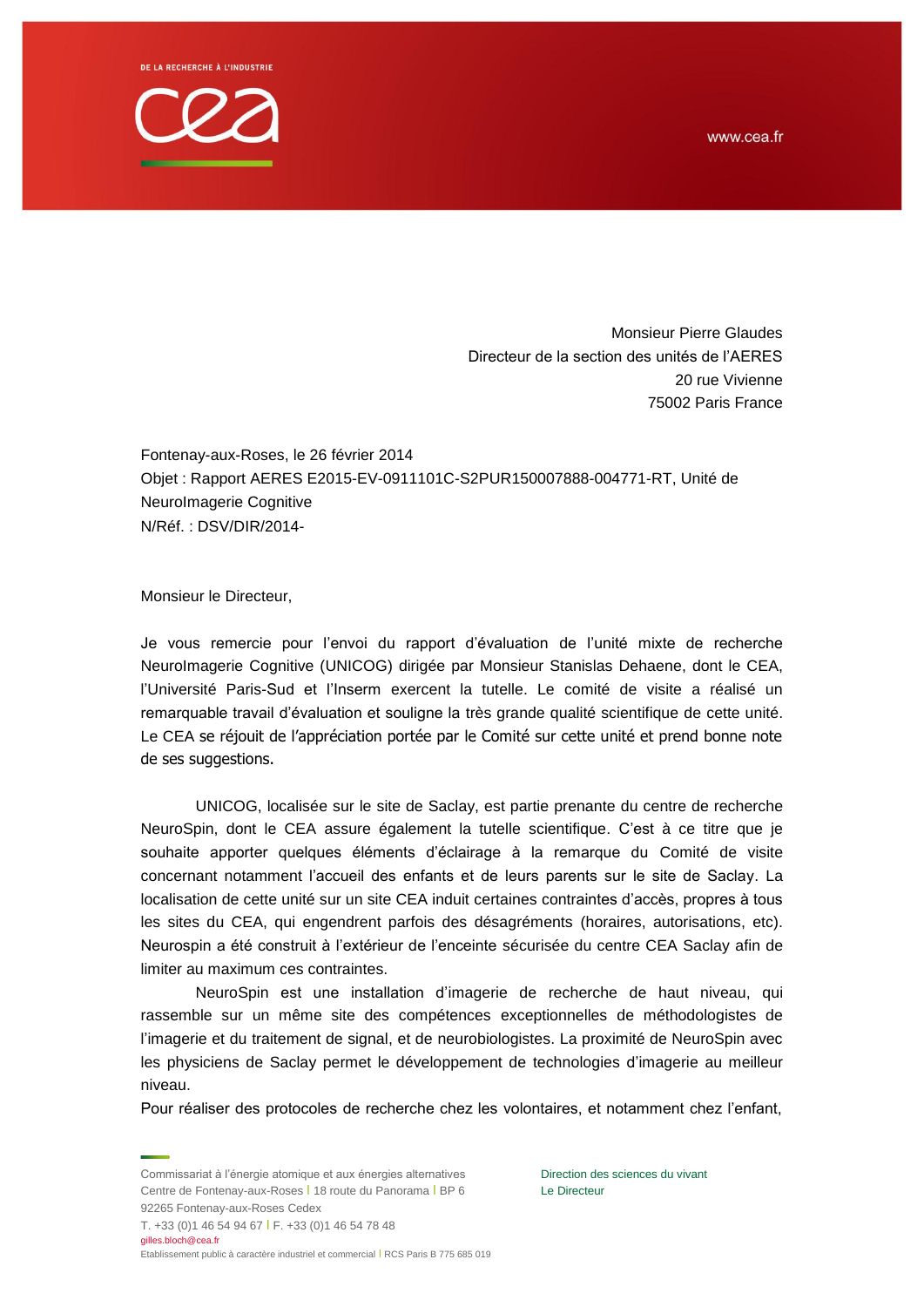DE LA RECHERCHE À L'INDUSTRIE

www.cea.fr

Monsieur Pierre Glaudes
Directeur de la section des unités de l'AERES
20 rue Vivienne
75002 Paris France

Fontenay-aux-Roses, le 26 février 2014
Objet : Rapport AERES E2015-EV-0911101C-S2PUR150007888-004771-RT, Unité de NeuroImagerie Cognitive
N/Réf. : DSV/DIR/2014-

Monsieur le Directeur,

Je vous remercie pour l'envoi du rapport d'évaluation de l'unité mixte de recherche NeuroImagerie Cognitive (UNICOG) dirigée par Monsieur Stanislas Dehaene, dont le CEA, l'Université Paris-Sud et l'Inserm exercent la tutelle. Le comité de visite a réalisé un remarquable travail d'évaluation et souligne la très grande qualité scientifique de cette unité. Le CEA se réjouit de l'appréciation portée par le Comité sur cette unité et prend bonne note de ses suggestions.

UNICOG, localisée sur le site de Saclay, est partie prenante du centre de recherche NeuroSpin, dont le CEA assure également la tutelle scientifique. C'est à ce titre que je souhaite apporter quelques éléments d'éclairage à la remarque du Comité de visite concernant notamment l'accueil des enfants et de leurs parents sur le site de Saclay. La localisation de cette unité sur un site CEA induit certaines contraintes d'accès, propres à tous les sites du CEA, qui engendrent parfois des désagréments (horaires, autorisations, etc). Neurospin a été construit à l'extérieur de l'enceinte sécurisée du centre CEA Saclay afin de limiter au maximum ces contraintes.

NeuroSpin est une installation d'imagerie de recherche de haut niveau, qui rassemble sur un même site des compétences exceptionnelles de méthodologistes de l'imagerie et du traitement de signal, et de neurobiologistes. La proximité de NeuroSpin avec les physiciens de Saclay permet le développement de technologies d'imagerie au meilleur niveau.

Pour réaliser des protocoles de recherche chez les volontaires, et notamment chez l'enfant,

Commissariat à l'énergie atomique et aux énergies alternatives
Centre de Fontenay-aux-Roses | 18 route du Panorama | BP 6
92265 Fontenay-aux-Roses Cedex
T. +33 (0)1 46 54 94 67 | F. +33 (0)1 46 54 78 48
gilles.bloch@cea.fr
Etablissement public à caractère industriel et commercial | RCS Paris B 775 685 019

Direction des sciences du vivant
Le Directeur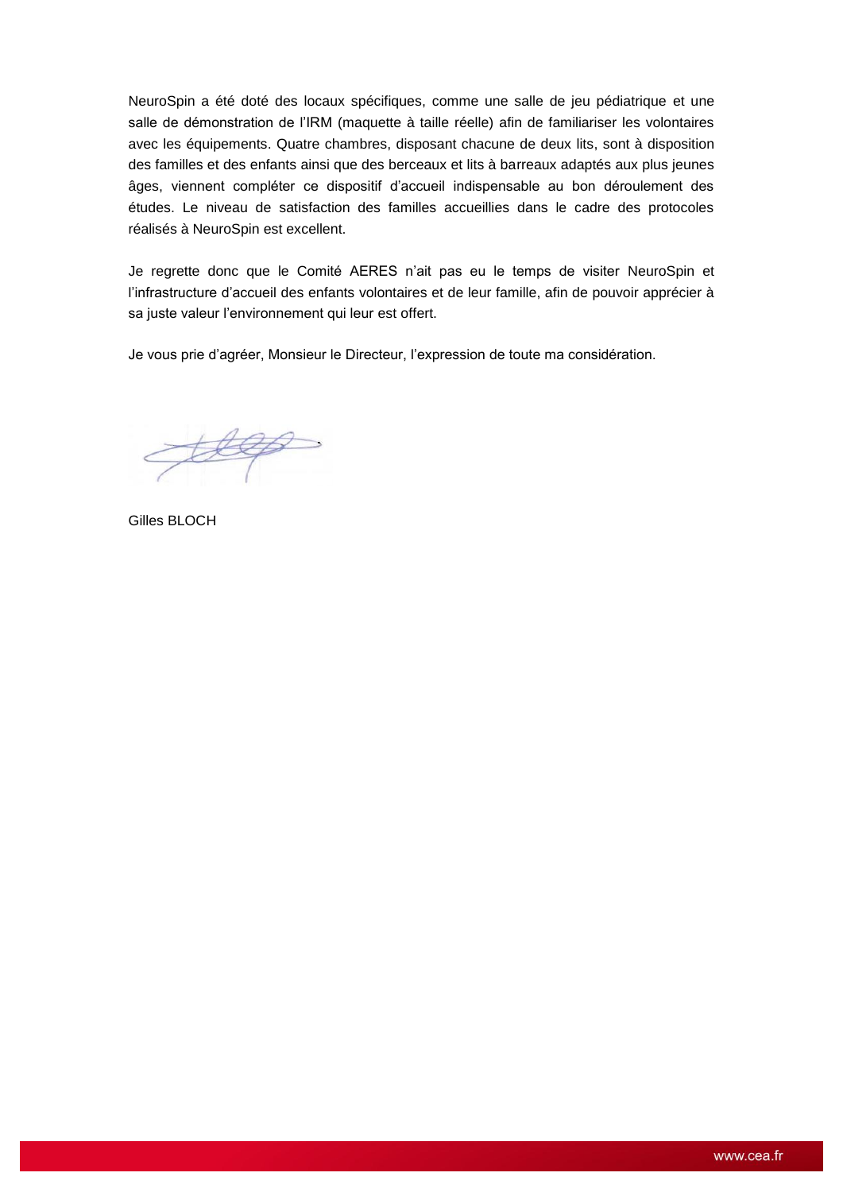NeuroSpin a été doté des locaux spécifiques, comme une salle de jeu pédiatrique et une salle de démonstration de l'IRM (maquette à taille réelle) afin de familiariser les volontaires avec les équipements. Quatre chambres, disposant chacune de deux lits, sont à disposition des familles et des enfants ainsi que des berceaux et lits à barreaux adaptés aux plus jeunes âges, viennent compléter ce dispositif d'accueil indispensable au bon déroulement des études. Le niveau de satisfaction des familles accueillies dans le cadre des protocoles réalisés à NeuroSpin est excellent.

Je regrette donc que le Comité AERES n'ait pas eu le temps de visiter NeuroSpin et l'infrastructure d'accueil des enfants volontaires et de leur famille, afin de pouvoir apprécier à sa juste valeur l'environnement qui leur est offert.

Je vous prie d'agréer, Monsieur le Directeur, l'expression de toute ma considération.

Gilles BLOCH